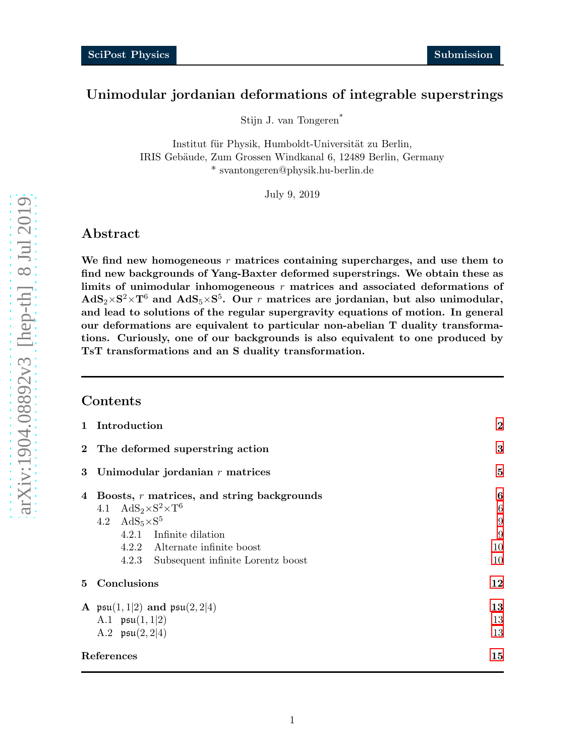# Unimodular jordanian deformations of integrable superstrings

Stijn J. van Tongeren*

Institut für Physik, Humboldt-Universität zu Berlin,
IRIS Gebäude, Zum Grossen Windkanal 6, 12489 Berlin, Germany
* svantongeren@physik.hu-berlin.de

July 9, 2019

## Abstract

**We find new homogeneous $r$ matrices containing supercharges, and use them to find new backgrounds of Yang-Baxter deformed superstrings. We obtain these as limits of unimodular inhomogeneous $r$ matrices and associated deformations of $\mathrm{AdS}_2\times\mathrm{S}^2\times\mathrm{T}^6$ and $\mathrm{AdS}_5\times\mathrm{S}^5$. Our $r$ matrices are jordanian, but also unimodular, and lead to solutions of the regular supergravity equations of motion. In general our deformations are equivalent to particular non-abelian T duality transformations. Curiously, one of our backgrounds is also equivalent to one produced by TsT transformations and an S duality transformation.**

---

## Contents

- **1 Introduction** — 2
- **2 The deformed superstring action** — 3
- **3 Unimodular jordanian $r$ matrices** — 5
- **4 Boosts, $r$ matrices, and string backgrounds** — 6
  - 4.1 $\mathrm{AdS}_2\times\mathrm{S}^2\times\mathrm{T}^6$ — 6
  - 4.2 $\mathrm{AdS}_5\times\mathrm{S}^5$ — 9
    - 4.2.1 Infinite dilation — 9
    - 4.2.2 Alternate infinite boost — 10
    - 4.2.3 Subsequent infinite Lorentz boost — 10
- **5 Conclusions** — 12
- **A $\mathfrak{psu}(1,1|2)$ and $\mathfrak{psu}(2,2|4)$** — 13
  - A.1 $\mathfrak{psu}(1,1|2)$ — 13
  - A.2 $\mathfrak{psu}(2,2|4)$ — 13
- **References** — 15

---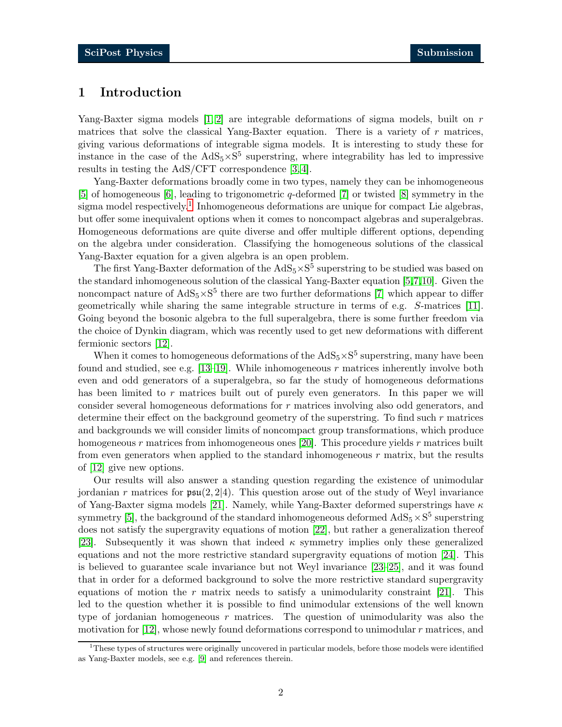## 1 Introduction

Yang-Baxter sigma models [1,2] are integrable deformations of sigma models, built on $r$ matrices that solve the classical Yang-Baxter equation. There is a variety of $r$ matrices, giving various deformations of integrable sigma models. It is interesting to study these for instance in the case of the $\mathrm{AdS}_5{\times}\mathrm{S}^5$ superstring, where integrability has led to impressive results in testing the AdS/CFT correspondence [3,4].

Yang-Baxter deformations broadly come in two types, namely they can be inhomogeneous [5] of homogeneous [6], leading to trigonometric $q$-deformed [7] or twisted [8] symmetry in the sigma model respectively.[1] Inhomogeneous deformations are unique for compact Lie algebras, but offer some inequivalent options when it comes to noncompact algebras and superalgebras. Homogeneous deformations are quite diverse and offer multiple different options, depending on the algebra under consideration. Classifying the homogeneous solutions of the classical Yang-Baxter equation for a given algebra is an open problem.

The first Yang-Baxter deformation of the $\mathrm{AdS}_5{\times}\mathrm{S}^5$ superstring to be studied was based on the standard inhomogeneous solution of the classical Yang-Baxter equation [5,7,10]. Given the noncompact nature of $\mathrm{AdS}_5{\times}\mathrm{S}^5$ there are two further deformations [7] which appear to differ geometrically while sharing the same integrable structure in terms of e.g. $S$-matrices [11]. Going beyond the bosonic algebra to the full superalgebra, there is some further freedom via the choice of Dynkin diagram, which was recently used to get new deformations with different fermionic sectors [12].

When it comes to homogeneous deformations of the $\mathrm{AdS}_5{\times}\mathrm{S}^5$ superstring, many have been found and studied, see e.g. [13–19]. While inhomogeneous $r$ matrices inherently involve both even and odd generators of a superalgebra, so far the study of homogeneous deformations has been limited to $r$ matrices built out of purely even generators. In this paper we will consider several homogeneous deformations for $r$ matrices involving also odd generators, and determine their effect on the background geometry of the superstring. To find such $r$ matrices and backgrounds we will consider limits of noncompact group transformations, which produce homogeneous $r$ matrices from inhomogeneous ones [20]. This procedure yields $r$ matrices built from even generators when applied to the standard inhomogeneous $r$ matrix, but the results of [12] give new options.

Our results will also answer a standing question regarding the existence of unimodular jordanian $r$ matrices for $\mathfrak{psu}(2,2|4)$. This question arose out of the study of Weyl invariance of Yang-Baxter sigma models [21]. Namely, while Yang-Baxter deformed superstrings have $\kappa$ symmetry [5], the background of the standard inhomogeneous deformed $\mathrm{AdS}_5 \times \mathrm{S}^5$ superstring does not satisfy the supergravity equations of motion [22], but rather a generalization thereof [23]. Subsequently it was shown that indeed $\kappa$ symmetry implies only these generalized equations and not the more restrictive standard supergravity equations of motion [24]. This is believed to guarantee scale invariance but not Weyl invariance [23–25], and it was found that in order for a deformed background to solve the more restrictive standard supergravity equations of motion the $r$ matrix needs to satisfy a unimodularity constraint [21]. This led to the question whether it is possible to find unimodular extensions of the well known type of jordanian homogeneous $r$ matrices. The question of unimodularity was also the motivation for [12], whose newly found deformations correspond to unimodular $r$ matrices, and

[1] These types of structures were originally uncovered in particular models, before those models were identified as Yang-Baxter models, see e.g. [9] and references therein.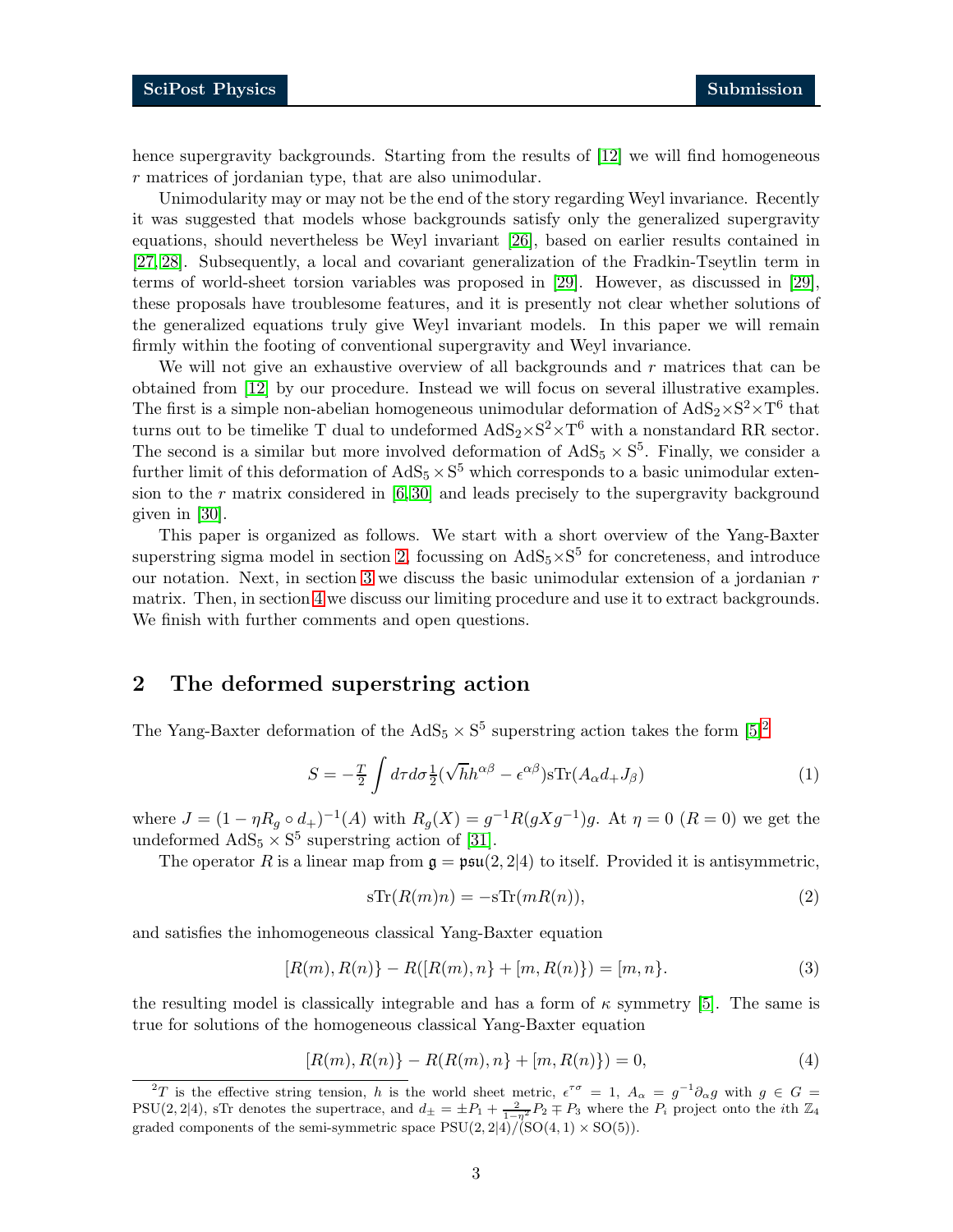hence supergravity backgrounds. Starting from the results of [12] we will find homogeneous $r$ matrices of jordanian type, that are also unimodular.

Unimodularity may or may not be the end of the story regarding Weyl invariance. Recently it was suggested that models whose backgrounds satisfy only the generalized supergravity equations, should nevertheless be Weyl invariant [26], based on earlier results contained in [27,28]. Subsequently, a local and covariant generalization of the Fradkin-Tseytlin term in terms of world-sheet torsion variables was proposed in [29]. However, as discussed in [29], these proposals have troublesome features, and it is presently not clear whether solutions of the generalized equations truly give Weyl invariant models. In this paper we will remain firmly within the footing of conventional supergravity and Weyl invariance.

We will not give an exhaustive overview of all backgrounds and $r$ matrices that can be obtained from [12] by our procedure. Instead we will focus on several illustrative examples. The first is a simple non-abelian homogeneous unimodular deformation of $\mathrm{AdS}_2\times\mathrm{S}^2\times\mathrm{T}^6$ that turns out to be timelike T dual to undeformed $\mathrm{AdS}_2\times\mathrm{S}^2\times\mathrm{T}^6$ with a nonstandard RR sector. The second is a similar but more involved deformation of $\mathrm{AdS}_5\times\mathrm{S}^5$. Finally, we consider a further limit of this deformation of $\mathrm{AdS}_5\times\mathrm{S}^5$ which corresponds to a basic unimodular extension to the $r$ matrix considered in [6,30] and leads precisely to the supergravity background given in [30].

This paper is organized as follows. We start with a short overview of the Yang-Baxter superstring sigma model in section 2, focussing on $\mathrm{AdS}_5\times\mathrm{S}^5$ for concreteness, and introduce our notation. Next, in section 3 we discuss the basic unimodular extension of a jordanian $r$ matrix. Then, in section 4 we discuss our limiting procedure and use it to extract backgrounds. We finish with further comments and open questions.

## 2 The deformed superstring action

The Yang-Baxter deformation of the $\mathrm{AdS}_5\times\mathrm{S}^5$ superstring action takes the form [5][2]

$$S = -\frac{T}{2}\int d\tau d\sigma \tfrac{1}{2}(\sqrt{h}h^{\alpha\beta}-\epsilon^{\alpha\beta})\mathrm{sTr}(A_\alpha d_+ J_\beta) \tag{1}$$

where $J=(1-\eta R_g\circ d_+)^{-1}(A)$ with $R_g(X)=g^{-1}R(gXg^{-1})g$. At $\eta=0$ ($R=0$) we get the undeformed $\mathrm{AdS}_5\times\mathrm{S}^5$ superstring action of [31].

The operator $R$ is a linear map from $\mathfrak{g}=\mathfrak{psu}(2,2|4)$ to itself. Provided it is antisymmetric,

$$\mathrm{sTr}(R(m)n) = -\mathrm{sTr}(mR(n)), \tag{2}$$

and satisfies the inhomogeneous classical Yang-Baxter equation

$$[R(m),R(n)\} - R([R(m),n\}+[m,R(n)\}) = [m,n\}. \tag{3}$$

the resulting model is classically integrable and has a form of $\kappa$ symmetry [5]. The same is true for solutions of the homogeneous classical Yang-Baxter equation

$$[R(m),R(n)\} - R(R(m),n\}+[m,R(n)\}) = 0, \tag{4}$$

[2] $T$ is the effective string tension, $h$ is the world sheet metric, $\epsilon^{\tau\sigma}=1$, $A_\alpha=g^{-1}\partial_\alpha g$ with $g\in G=\mathrm{PSU}(2,2|4)$, sTr denotes the supertrace, and $d_\pm=\pm P_1+\frac{2}{1-\eta^2}P_2\mp P_3$ where the $P_i$ project onto the $i$th $\mathbb{Z}_4$ graded components of the semi-symmetric space $\mathrm{PSU}(2,2|4)/(\mathrm{SO}(4,1)\times\mathrm{SO}(5))$.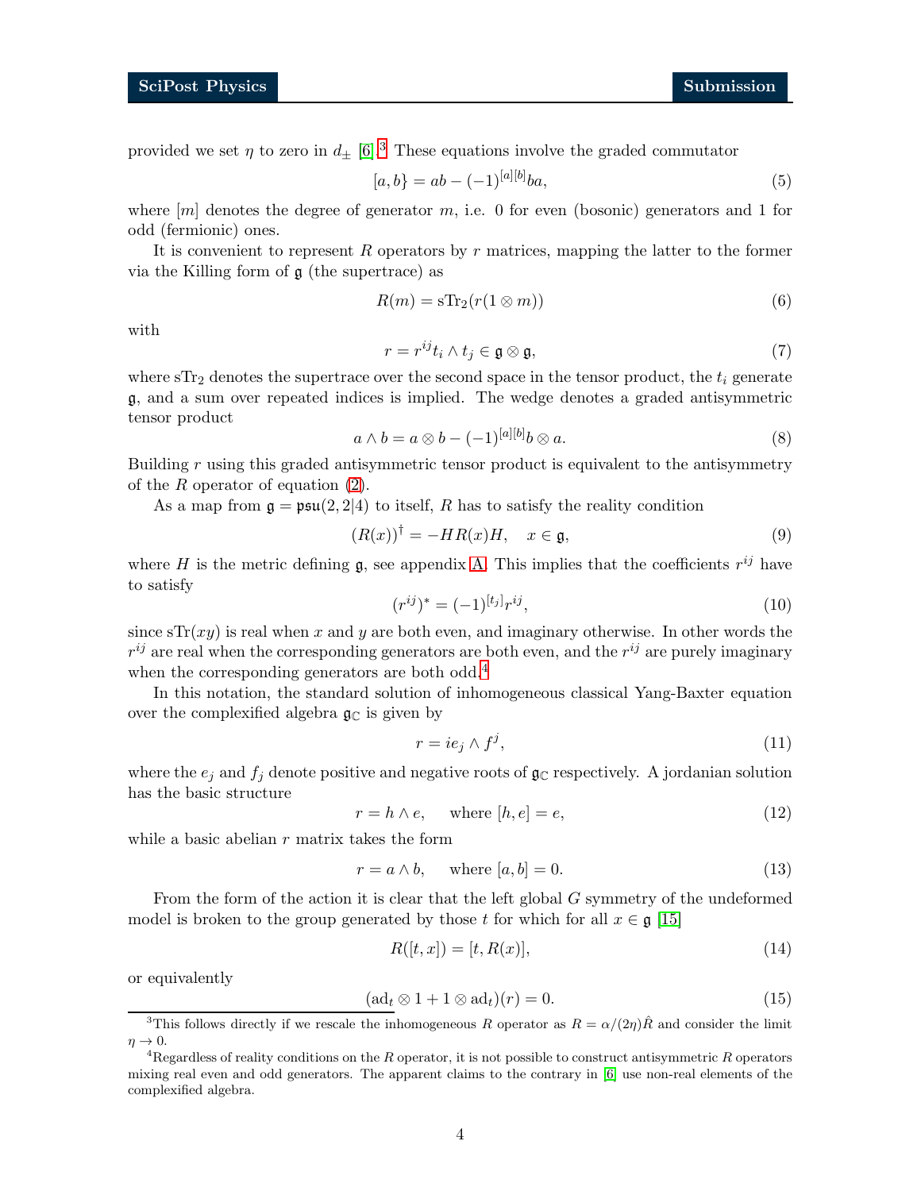provided we set $\eta$ to zero in $d_\pm$ [6].[3] These equations involve the graded commutator

$$[a, b\} = ab - (-1)^{[a][b]} ba, \tag{5}$$

where $[m]$ denotes the degree of generator $m$, i.e. 0 for even (bosonic) generators and 1 for odd (fermionic) ones.

It is convenient to represent $R$ operators by $r$ matrices, mapping the latter to the former via the Killing form of $\mathfrak{g}$ (the supertrace) as

$$R(m) = \mathrm{sTr}_2(r(1 \otimes m)) \tag{6}$$

with

$$r = r^{ij} t_i \wedge t_j \in \mathfrak{g} \otimes \mathfrak{g}, \tag{7}$$

where $\mathrm{sTr}_2$ denotes the supertrace over the second space in the tensor product, the $t_i$ generate $\mathfrak{g}$, and a sum over repeated indices is implied. The wedge denotes a graded antisymmetric tensor product

$$a \wedge b = a \otimes b - (-1)^{[a][b]} b \otimes a. \tag{8}$$

Building $r$ using this graded antisymmetric tensor product is equivalent to the antisymmetry of the $R$ operator of equation (2).

As a map from $\mathfrak{g} = \mathfrak{psu}(2,2|4)$ to itself, $R$ has to satisfy the reality condition

$$(R(x))^\dagger = -HR(x)H, \quad x \in \mathfrak{g}, \tag{9}$$

where $H$ is the metric defining $\mathfrak{g}$, see appendix A. This implies that the coefficients $r^{ij}$ have to satisfy

$$(r^{ij})^* = (-1)^{[t_j]} r^{ij}, \tag{10}$$

since $\mathrm{sTr}(xy)$ is real when $x$ and $y$ are both even, and imaginary otherwise. In other words the $r^{ij}$ are real when the corresponding generators are both even, and the $r^{ij}$ are purely imaginary when the corresponding generators are both odd.[4]

In this notation, the standard solution of inhomogeneous classical Yang-Baxter equation over the complexified algebra $\mathfrak{g}_\mathbb{C}$ is given by

$$r = i e_j \wedge f^j, \tag{11}$$

where the $e_j$ and $f_j$ denote positive and negative roots of $\mathfrak{g}_\mathbb{C}$ respectively. A jordanian solution has the basic structure

$$r = h \wedge e, \quad \text{ where } [h, e] = e, \tag{12}$$

while a basic abelian $r$ matrix takes the form

$$r = a \wedge b, \quad \text{ where } [a, b] = 0. \tag{13}$$

From the form of the action it is clear that the left global $G$ symmetry of the undeformed model is broken to the group generated by those $t$ for which for all $x \in \mathfrak{g}$ [15]

$$R([t, x]) = [t, R(x)], \tag{14}$$

or equivalently

$$(\mathrm{ad}_t \otimes 1 + 1 \otimes \mathrm{ad}_t)(r) = 0. \tag{15}$$

[3] This follows directly if we rescale the inhomogeneous $R$ operator as $R = \alpha/(2\eta)\hat{R}$ and consider the limit $\eta \to 0$.

[4] Regardless of reality conditions on the $R$ operator, it is not possible to construct antisymmetric $R$ operators mixing real even and odd generators. The apparent claims to the contrary in [6] use non-real elements of the complexified algebra.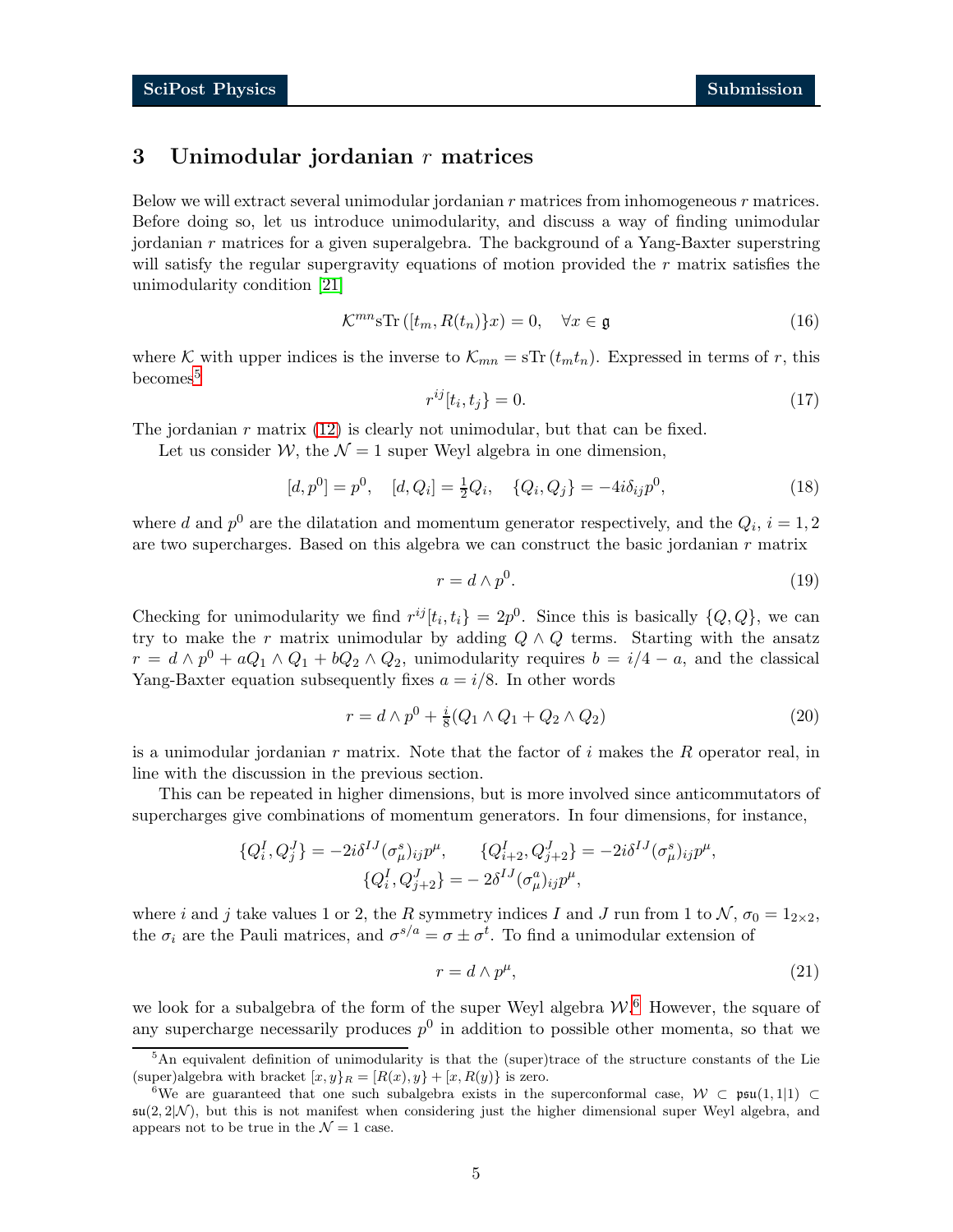## 3 Unimodular jordanian $r$ matrices

Below we will extract several unimodular jordanian $r$ matrices from inhomogeneous $r$ matrices. Before doing so, let us introduce unimodularity, and discuss a way of finding unimodular jordanian $r$ matrices for a given superalgebra. The background of a Yang-Baxter superstring will satisfy the regular supergravity equations of motion provided the $r$ matrix satisfies the unimodularity condition [21]

$$\mathcal{K}^{mn}\mathrm{sTr}\left([t_m, R(t_n)\}x\right) = 0, \quad \forall x \in \mathfrak{g} \tag{16}$$

where $\mathcal{K}$ with upper indices is the inverse to $\mathcal{K}_{mn} = \mathrm{sTr}\left(t_m t_n\right)$. Expressed in terms of $r$, this becomes[5]

$$r^{ij}[t_i, t_j\} = 0. \tag{17}$$

The jordanian $r$ matrix (12) is clearly not unimodular, but that can be fixed.

Let us consider $\mathcal{W}$, the $\mathcal{N} = 1$ super Weyl algebra in one dimension,

$$[d, p^0] = p^0, \quad [d, Q_i] = \tfrac{1}{2}Q_i, \quad \{Q_i, Q_j\} = -4i\delta_{ij}p^0, \tag{18}$$

where $d$ and $p^0$ are the dilatation and momentum generator respectively, and the $Q_i$, $i = 1, 2$ are two supercharges. Based on this algebra we can construct the basic jordanian $r$ matrix

$$r = d \wedge p^0. \tag{19}$$

Checking for unimodularity we find $r^{ij}[t_i, t_i\} = 2p^0$. Since this is basically $\{Q, Q\}$, we can try to make the $r$ matrix unimodular by adding $Q \wedge Q$ terms. Starting with the ansatz $r = d \wedge p^0 + aQ_1 \wedge Q_1 + bQ_2 \wedge Q_2$, unimodularity requires $b = i/4 - a$, and the classical Yang-Baxter equation subsequently fixes $a = i/8$. In other words

$$r = d \wedge p^0 + \tfrac{i}{8}(Q_1 \wedge Q_1 + Q_2 \wedge Q_2) \tag{20}$$

is a unimodular jordanian $r$ matrix. Note that the factor of $i$ makes the $R$ operator real, in line with the discussion in the previous section.

This can be repeated in higher dimensions, but is more involved since anticommutators of supercharges give combinations of momentum generators. In four dimensions, for instance,

$$\{Q_i^I, Q_j^J\} = -2i\delta^{IJ}(\sigma_\mu^s)_{ij}p^\mu, \qquad \{Q_{i+2}^I, Q_{j+2}^J\} = -2i\delta^{IJ}(\sigma_\mu^s)_{ij}p^\mu,$$
$$\{Q_i^I, Q_{j+2}^J\} = -2\delta^{IJ}(\sigma_\mu^a)_{ij}p^\mu,$$

where $i$ and $j$ take values 1 or 2, the $R$ symmetry indices $I$ and $J$ run from 1 to $\mathcal{N}$, $\sigma_0 = 1_{2\times 2}$, the $\sigma_i$ are the Pauli matrices, and $\sigma^{s/a} = \sigma \pm \sigma^t$. To find a unimodular extension of

$$r = d \wedge p^\mu, \tag{21}$$

we look for a subalgebra of the form of the super Weyl algebra $\mathcal{W}$.[6] However, the square of any supercharge necessarily produces $p^0$ in addition to possible other momenta, so that we

[5] An equivalent definition of unimodularity is that the (super)trace of the structure constants of the Lie (super)algebra with bracket $[x, y]_R = [R(x), y\} + [x, R(y)\}$ is zero.

[6] We are guaranteed that one such subalgebra exists in the superconformal case, $\mathcal{W} \subset \mathfrak{psu}(1,1|1) \subset \mathfrak{su}(2,2|\mathcal{N})$, but this is not manifest when considering just the higher dimensional super Weyl algebra, and appears not to be true in the $\mathcal{N} = 1$ case.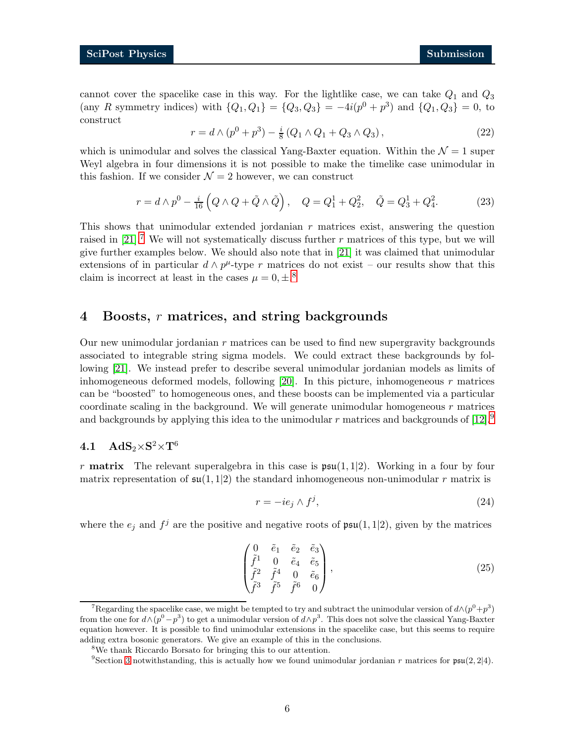cannot cover the spacelike case in this way. For the lightlike case, we can take $Q_1$ and $Q_3$ (any $R$ symmetry indices) with $\{Q_1, Q_1\} = \{Q_3, Q_3\} = -4i(p^0 + p^3)$ and $\{Q_1, Q_3\} = 0$, to construct

$$r = d \wedge (p^0 + p^3) - \tfrac{i}{8} \left( Q_1 \wedge Q_1 + Q_3 \wedge Q_3 \right), \tag{22}$$

which is unimodular and solves the classical Yang-Baxter equation. Within the $\mathcal{N} = 1$ super Weyl algebra in four dimensions it is not possible to make the timelike case unimodular in this fashion. If we consider $\mathcal{N} = 2$ however, we can construct

$$r = d \wedge p^0 - \tfrac{i}{16} \left( Q \wedge Q + \tilde{Q} \wedge \tilde{Q} \right), \quad Q = Q^1_1 + Q^2_2, \quad \tilde{Q} = Q^1_3 + Q^2_4. \tag{23}$$

This shows that unimodular extended jordanian $r$ matrices exist, answering the question raised in [21].[7] We will not systematically discuss further $r$ matrices of this type, but we will give further examples below. We should also note that in [21] it was claimed that unimodular extensions of in particular $d \wedge p^\mu$-type $r$ matrices do not exist – our results show that this claim is incorrect at least in the cases $\mu = 0, \pm$.[8]

## 4 Boosts, $r$ matrices, and string backgrounds

Our new unimodular jordanian $r$ matrices can be used to find new supergravity backgrounds associated to integrable string sigma models. We could extract these backgrounds by following [21]. We instead prefer to describe several unimodular jordanian models as limits of inhomogeneous deformed models, following [20]. In this picture, inhomogeneous $r$ matrices can be "boosted" to homogeneous ones, and these boosts can be implemented via a particular coordinate scaling in the background. We will generate unimodular homogeneous $r$ matrices and backgrounds by applying this idea to the unimodular $r$ matrices and backgrounds of [12].[9]

### 4.1 $\mathrm{AdS}_2 \times \mathrm{S}^2 \times \mathrm{T}^6$

**$r$ matrix** The relevant superalgebra in this case is $\mathfrak{psu}(1,1|2)$. Working in a four by four matrix representation of $\mathfrak{su}(1,1|2)$ the standard inhomogeneous non-unimodular $r$ matrix is

$$r = -ie_j \wedge f^j, \tag{24}$$

where the $e_j$ and $f^j$ are the positive and negative roots of $\mathfrak{psu}(1,1|2)$, given by the matrices

$$\begin{pmatrix} 0 & \tilde{e}_1 & \tilde{e}_2 & \tilde{e}_3 \\ \tilde{f}^1 & 0 & \tilde{e}_4 & \tilde{e}_5 \\ \tilde{f}^2 & \tilde{f}^4 & 0 & \tilde{e}_6 \\ \tilde{f}^3 & \tilde{f}^5 & \tilde{f}^6 & 0 \end{pmatrix}, \tag{25}$$

---

[7] Regarding the spacelike case, we might be tempted to try and subtract the unimodular version of $d \wedge (p^0 + p^3)$ from the one for $d \wedge (p^0 - p^3)$ to get a unimodular version of $d \wedge p^3$. This does not solve the classical Yang-Baxter equation however. It is possible to find unimodular extensions in the spacelike case, but this seems to require adding extra bosonic generators. We give an example of this in the conclusions.

[8] We thank Riccardo Borsato for bringing this to our attention.

[9] Section 3 notwithstanding, this is actually how we found unimodular jordanian $r$ matrices for $\mathfrak{psu}(2,2|4)$.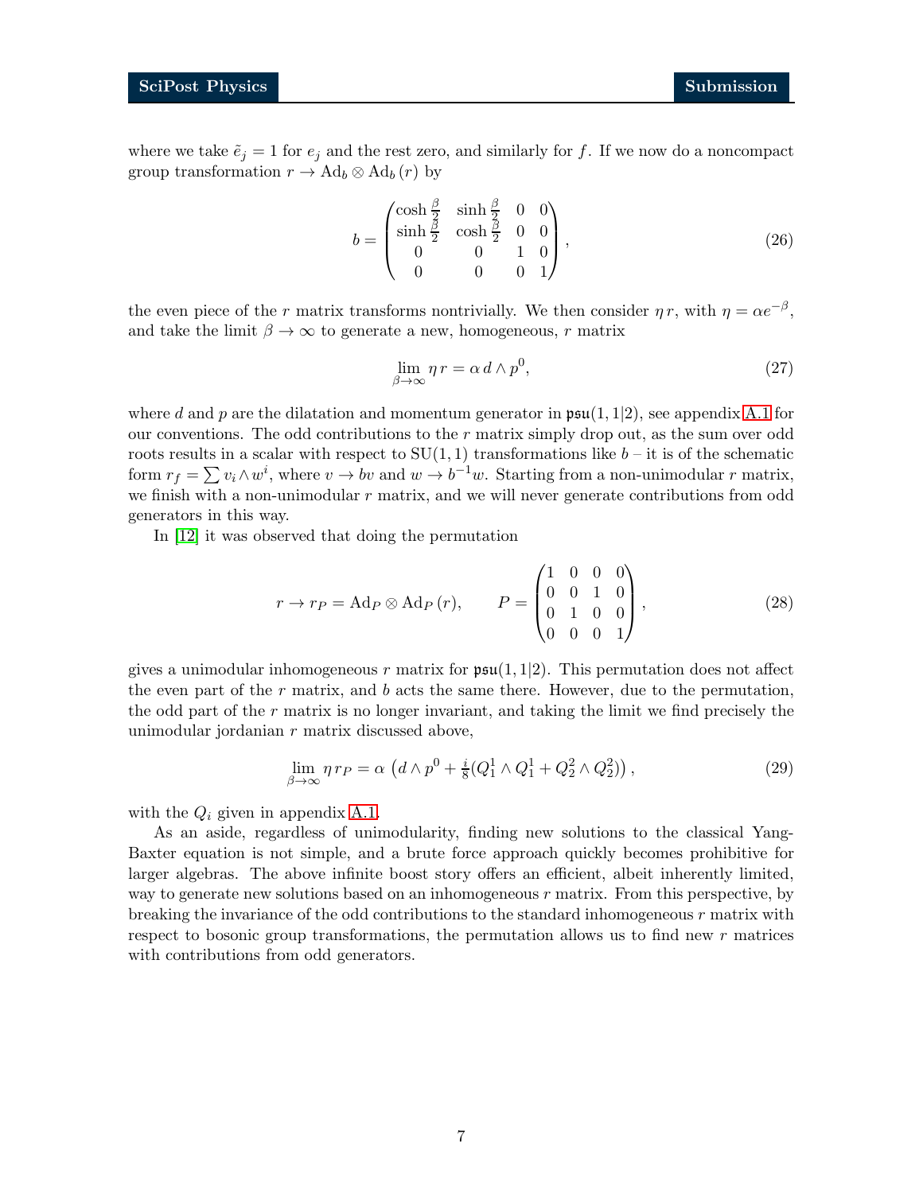where we take $\tilde{e}_j = 1$ for $e_j$ and the rest zero, and similarly for $f$. If we now do a noncompact group transformation $r \to \mathrm{Ad}_b \otimes \mathrm{Ad}_b\,(r)$ by

$$
b = \begin{pmatrix} \cosh\frac{\beta}{2} & \sinh\frac{\beta}{2} & 0 & 0 \\ \sinh\frac{\beta}{2} & \cosh\frac{\beta}{2} & 0 & 0 \\ 0 & 0 & 1 & 0 \\ 0 & 0 & 0 & 1 \end{pmatrix}, \tag{26}
$$

the even piece of the $r$ matrix transforms nontrivially. We then consider $\eta\, r$, with $\eta = \alpha e^{-\beta}$, and take the limit $\beta \to \infty$ to generate a new, homogeneous, $r$ matrix

$$
\lim_{\beta\to\infty} \eta\, r = \alpha\, d \wedge p^0, \tag{27}
$$

where $d$ and $p$ are the dilatation and momentum generator in $\mathfrak{psu}(1,1|2)$, see appendix A.1 for our conventions. The odd contributions to the $r$ matrix simply drop out, as the sum over odd roots results in a scalar with respect to $\mathrm{SU}(1,1)$ transformations like $b$ – it is of the schematic form $r_f = \sum v_i \wedge w^i$, where $v \to bv$ and $w \to b^{-1}w$. Starting from a non-unimodular $r$ matrix, we finish with a non-unimodular $r$ matrix, and we will never generate contributions from odd generators in this way.

In [12] it was observed that doing the permutation

$$
r \to r_P = \mathrm{Ad}_P \otimes \mathrm{Ad}_P\,(r), \qquad P = \begin{pmatrix} 1 & 0 & 0 & 0 \\ 0 & 0 & 1 & 0 \\ 0 & 1 & 0 & 0 \\ 0 & 0 & 0 & 1 \end{pmatrix}, \tag{28}
$$

gives a unimodular inhomogeneous $r$ matrix for $\mathfrak{psu}(1,1|2)$. This permutation does not affect the even part of the $r$ matrix, and $b$ acts the same there. However, due to the permutation, the odd part of the $r$ matrix is no longer invariant, and taking the limit we find precisely the unimodular jordanian $r$ matrix discussed above,

$$
\lim_{\beta\to\infty} \eta\, r_P = \alpha \left( d \wedge p^0 + \tfrac{i}{8}(Q^1_1 \wedge Q^1_1 + Q^2_2 \wedge Q^2_2) \right), \tag{29}
$$

with the $Q_i$ given in appendix A.1.

As an aside, regardless of unimodularity, finding new solutions to the classical Yang-Baxter equation is not simple, and a brute force approach quickly becomes prohibitive for larger algebras. The above infinite boost story offers an efficient, albeit inherently limited, way to generate new solutions based on an inhomogeneous $r$ matrix. From this perspective, by breaking the invariance of the odd contributions to the standard inhomogeneous $r$ matrix with respect to bosonic group transformations, the permutation allows us to find new $r$ matrices with contributions from odd generators.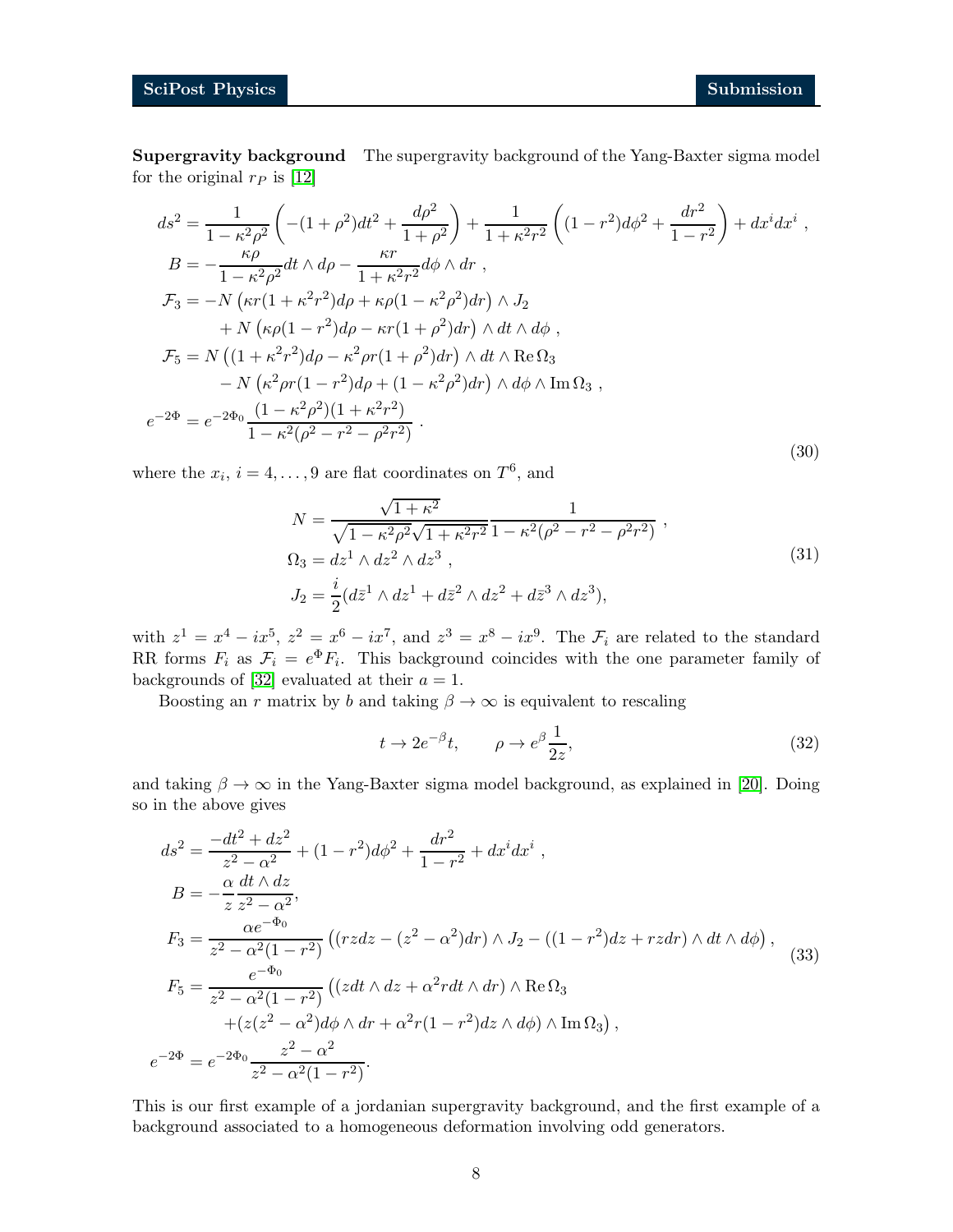**Supergravity background** The supergravity background of the Yang-Baxter sigma model for the original $r_P$ is [12]

$$
\begin{aligned}
ds^2 &= \frac{1}{1-\kappa^2\rho^2}\left(-(1+\rho^2)dt^2 + \frac{d\rho^2}{1+\rho^2}\right) + \frac{1}{1+\kappa^2 r^2}\left((1-r^2)d\phi^2 + \frac{dr^2}{1-r^2}\right) + dx^i dx^i \ , \\
B &= -\frac{\kappa\rho}{1-\kappa^2\rho^2} dt\wedge d\rho - \frac{\kappa r}{1+\kappa^2 r^2} d\phi \wedge dr \ , \\
\mathcal{F}_3 &= -N\left(\kappa r(1+\kappa^2 r^2)d\rho + \kappa\rho(1-\kappa^2\rho^2)dr\right)\wedge J_2 \\
&\quad + N\left(\kappa\rho(1-r^2)d\rho - \kappa r(1+\rho^2)dr\right)\wedge dt \wedge d\phi \ , \\
\mathcal{F}_5 &= N\left((1+\kappa^2 r^2)d\rho - \kappa^2\rho r(1+\rho^2)dr\right)\wedge dt \wedge \operatorname{Re}\Omega_3 \\
&\quad - N\left(\kappa^2\rho r(1-r^2)d\rho + (1-\kappa^2\rho^2)dr\right)\wedge d\phi \wedge \operatorname{Im}\Omega_3 \ , \\
e^{-2\Phi} &= e^{-2\Phi_0}\frac{(1-\kappa^2\rho^2)(1+\kappa^2 r^2)}{1-\kappa^2(\rho^2 - r^2 - \rho^2 r^2)} \ .
\end{aligned}
\tag{30}
$$

where the $x_i$, $i = 4, \ldots, 9$ are flat coordinates on $T^6$, and

$$
\begin{aligned}
N &= \frac{\sqrt{1+\kappa^2}}{\sqrt{1-\kappa^2\rho^2}\sqrt{1+\kappa^2 r^2}}\frac{1}{1-\kappa^2(\rho^2 - r^2 - \rho^2 r^2)} \ , \\
\Omega_3 &= dz^1 \wedge dz^2 \wedge dz^3 \ , \\
J_2 &= \frac{i}{2}(d\bar{z}^1 \wedge dz^1 + d\bar{z}^2 \wedge dz^2 + d\bar{z}^3 \wedge dz^3),
\end{aligned}
\tag{31}
$$

with $z^1 = x^4 - ix^5$, $z^2 = x^6 - ix^7$, and $z^3 = x^8 - ix^9$. The $\mathcal{F}_i$ are related to the standard RR forms $F_i$ as $\mathcal{F}_i = e^{\Phi}F_i$. This background coincides with the one parameter family of backgrounds of [32] evaluated at their $a = 1$.

Boosting an $r$ matrix by $b$ and taking $\beta \to \infty$ is equivalent to rescaling

$$
t \to 2e^{-\beta}t, \qquad \rho \to e^{\beta}\frac{1}{2z}, \tag{32}
$$

and taking $\beta \to \infty$ in the Yang-Baxter sigma model background, as explained in [20]. Doing so in the above gives

$$
\begin{aligned}
ds^2 &= \frac{-dt^2 + dz^2}{z^2 - \alpha^2} + (1-r^2)d\phi^2 + \frac{dr^2}{1-r^2} + dx^i dx^i \ , \\
B &= -\frac{\alpha}{z}\frac{dt\wedge dz}{z^2 - \alpha^2}, \\
F_3 &= \frac{\alpha e^{-\Phi_0}}{z^2 - \alpha^2(1-r^2)}\left((rz dz - (z^2 - \alpha^2)dr)\wedge J_2 - ((1-r^2)dz + rz dr)\wedge dt\wedge d\phi\right), \\
F_5 &= \frac{e^{-\Phi_0}}{z^2 - \alpha^2(1-r^2)}\Big((z dt\wedge dz + \alpha^2 r dt \wedge dr)\wedge \operatorname{Re}\Omega_3 \\
&\quad + (z(z^2-\alpha^2)d\phi\wedge dr + \alpha^2 r(1-r^2)dz\wedge d\phi)\wedge \operatorname{Im}\Omega_3\Big), \\
e^{-2\Phi} &= e^{-2\Phi_0}\frac{z^2 - \alpha^2}{z^2 - \alpha^2(1-r^2)}.
\end{aligned}
\tag{33}
$$

This is our first example of a jordanian supergravity background, and the first example of a background associated to a homogeneous deformation involving odd generators.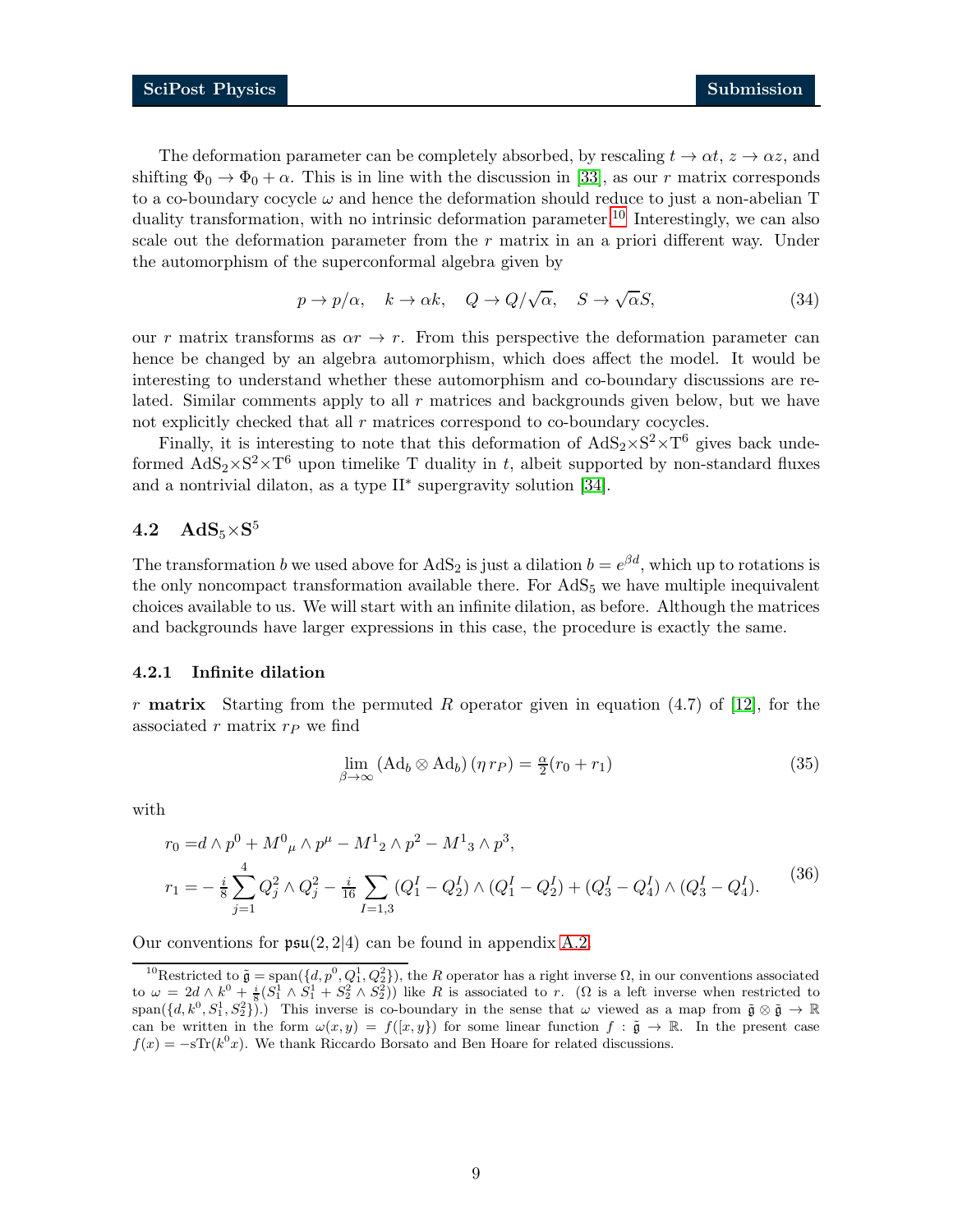The deformation parameter can be completely absorbed, by rescaling $t \to \alpha t$, $z \to \alpha z$, and shifting $\Phi_0 \to \Phi_0 + \alpha$. This is in line with the discussion in [33], as our $r$ matrix corresponds to a co-boundary cocycle $\omega$ and hence the deformation should reduce to just a non-abelian T duality transformation, with no intrinsic deformation parameter.[10] Interestingly, we can also scale out the deformation parameter from the $r$ matrix in an a priori different way. Under the automorphism of the superconformal algebra given by

$$p \to p/\alpha, \quad k \to \alpha k, \quad Q \to Q/\sqrt{\alpha}, \quad S \to \sqrt{\alpha} S, \tag{34}$$

our $r$ matrix transforms as $\alpha r \to r$. From this perspective the deformation parameter can hence be changed by an algebra automorphism, which does affect the model. It would be interesting to understand whether these automorphism and co-boundary discussions are related. Similar comments apply to all $r$ matrices and backgrounds given below, but we have not explicitly checked that all $r$ matrices correspond to co-boundary cocycles.

Finally, it is interesting to note that this deformation of $\mathrm{AdS}_2{\times}\mathrm{S}^2{\times}\mathrm{T}^6$ gives back undeformed $\mathrm{AdS}_2{\times}\mathrm{S}^2{\times}\mathrm{T}^6$ upon timelike T duality in $t$, albeit supported by non-standard fluxes and a nontrivial dilaton, as a type II$^*$ supergravity solution [34].

## 4.2 $\mathrm{AdS}_5{\times}\mathrm{S}^5$

The transformation $b$ we used above for $\mathrm{AdS}_2$ is just a dilation $b = e^{\beta d}$, which up to rotations is the only noncompact transformation available there. For $\mathrm{AdS}_5$ we have multiple inequivalent choices available to us. We will start with an infinite dilation, as before. Although the matrices and backgrounds have larger expressions in this case, the procedure is exactly the same.

### 4.2.1 Infinite dilation

**$r$ matrix** Starting from the permuted $R$ operator given in equation (4.7) of [12], for the associated $r$ matrix $r_P$ we find

$$\lim_{\beta\to\infty} \left(\mathrm{Ad}_b \otimes \mathrm{Ad}_b\right)(\eta\, r_P) = \tfrac{\alpha}{2}(r_0 + r_1) \tag{35}$$

with

$$\begin{aligned} r_0 =& d \wedge p^0 + M^0{}_\mu \wedge p^\mu - M^1{}_2 \wedge p^2 - M^1{}_3 \wedge p^3, \\ r_1 =& -\tfrac{i}{8}\sum_{j=1}^{4} Q^2_j \wedge Q^2_j - \tfrac{i}{16}\sum_{I=1,3} (Q^I_1 - Q^I_2)\wedge(Q^I_1 - Q^I_2) + (Q^I_3 - Q^I_4)\wedge(Q^I_3 - Q^I_4). \end{aligned} \tag{36}$$

Our conventions for $\mathfrak{psu}(2,2|4)$ can be found in appendix A.2.

[10] Restricted to $\tilde{\mathfrak{g}} = \mathrm{span}(\{d, p^0, Q^1_1, Q^2_2\})$, the $R$ operator has a right inverse $\Omega$, in our conventions associated to $\omega = 2d \wedge k^0 + \frac{i}{8}(S^1_1 \wedge S^1_1 + S^2_2 \wedge S^2_2)$) like $R$ is associated to $r$. ($\Omega$ is a left inverse when restricted to $\mathrm{span}(\{d, k^0, S^1_1, S^2_2\})$.) This inverse is co-boundary in the sense that $\omega$ viewed as a map from $\tilde{\mathfrak{g}} \otimes \tilde{\mathfrak{g}} \to \mathbb{R}$ can be written in the form $\omega(x, y) = f([x, y\})$ for some linear function $f : \tilde{\mathfrak{g}} \to \mathbb{R}$. In the present case $f(x) = -\mathrm{sTr}(k^0 x)$. We thank Riccardo Borsato and Ben Hoare for related discussions.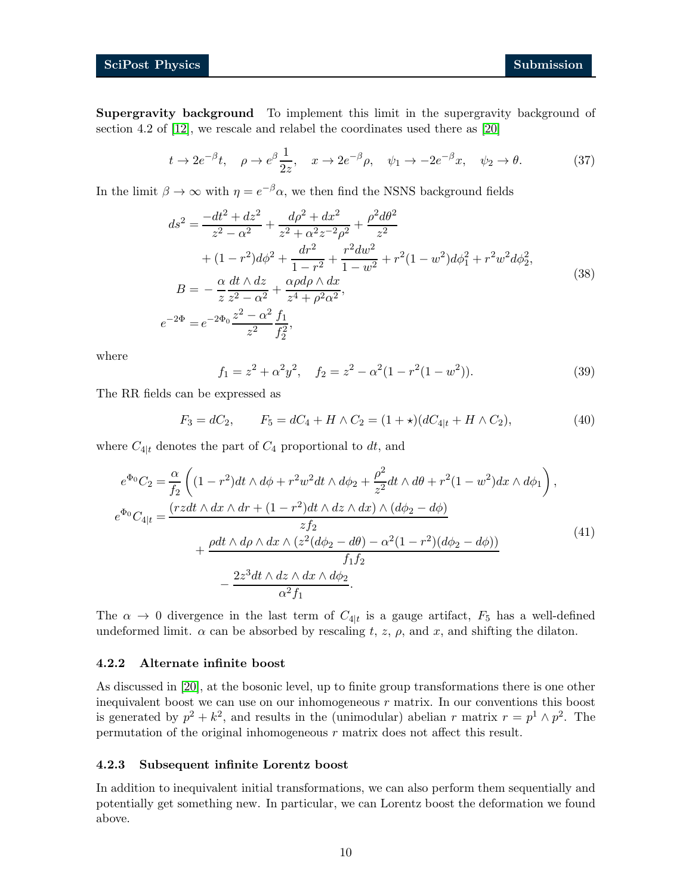**Supergravity background** To implement this limit in the supergravity background of section 4.2 of [12], we rescale and relabel the coordinates used there as [20]

$$t \to 2e^{-\beta}t, \quad \rho \to e^{\beta}\frac{1}{2z}, \quad x \to 2e^{-\beta}\rho, \quad \psi_1 \to -2e^{-\beta}x, \quad \psi_2 \to \theta. \tag{37}$$

In the limit $\beta \to \infty$ with $\eta = e^{-\beta}\alpha$, we then find the NSNS background fields

$$\begin{aligned}
ds^2 =& \frac{-dt^2 + dz^2}{z^2 - \alpha^2} + \frac{d\rho^2 + dx^2}{z^2 + \alpha^2 z^{-2}\rho^2} + \frac{\rho^2 d\theta^2}{z^2} \\
&+ (1-r^2)d\phi^2 + \frac{dr^2}{1-r^2} + \frac{r^2 dw^2}{1-w^2} + r^2(1-w^2)d\phi_1^2 + r^2 w^2 d\phi_2^2, \\
B =& -\frac{\alpha}{z}\frac{dt \wedge dz}{z^2 - \alpha^2} + \frac{\alpha \rho d\rho \wedge dx}{z^4 + \rho^2\alpha^2}, \\
e^{-2\Phi} =& e^{-2\Phi_0}\frac{z^2 - \alpha^2}{z^2}\frac{f_1}{f_2^2},
\end{aligned} \tag{38}$$

where

$$f_1 = z^2 + \alpha^2 y^2, \quad f_2 = z^2 - \alpha^2(1 - r^2(1-w^2)). \tag{39}$$

The RR fields can be expressed as

$$F_3 = dC_2, \qquad F_5 = dC_4 + H \wedge C_2 = (1+\star)(dC_{4|t} + H \wedge C_2), \tag{40}$$

where $C_{4|t}$ denotes the part of $C_4$ proportional to $dt$, and

$$\begin{aligned}
e^{\Phi_0}C_2 =& \frac{\alpha}{f_2}\left((1-r^2)dt \wedge d\phi + r^2 w^2 dt \wedge d\phi_2 + \frac{\rho^2}{z^2}dt \wedge d\theta + r^2(1-w^2)dx \wedge d\phi_1\right), \\
e^{\Phi_0}C_{4|t} =& \frac{(rz dt \wedge dx \wedge dr + (1-r^2)dt \wedge dz \wedge dx) \wedge (d\phi_2 - d\phi)}{z f_2} \\
&+ \frac{\rho dt \wedge d\rho \wedge dx \wedge (z^2(d\phi_2 - d\theta) - \alpha^2(1-r^2)(d\phi_2 - d\phi))}{f_1 f_2} \\
&- \frac{2z^3 dt \wedge dz \wedge dx \wedge d\phi_2}{\alpha^2 f_1}.
\end{aligned} \tag{41}$$

The $\alpha \to 0$ divergence in the last term of $C_{4|t}$ is a gauge artifact, $F_5$ has a well-defined undeformed limit. $\alpha$ can be absorbed by rescaling $t$, $z$, $\rho$, and $x$, and shifting the dilaton.

### 4.2.2 Alternate infinite boost

As discussed in [20], at the bosonic level, up to finite group transformations there is one other inequivalent boost we can use on our inhomogeneous $r$ matrix. In our conventions this boost is generated by $p^2 + k^2$, and results in the (unimodular) abelian $r$ matrix $r = p^1 \wedge p^2$. The permutation of the original inhomogeneous $r$ matrix does not affect this result.

### 4.2.3 Subsequent infinite Lorentz boost

In addition to inequivalent initial transformations, we can also perform them sequentially and potentially get something new. In particular, we can Lorentz boost the deformation we found above.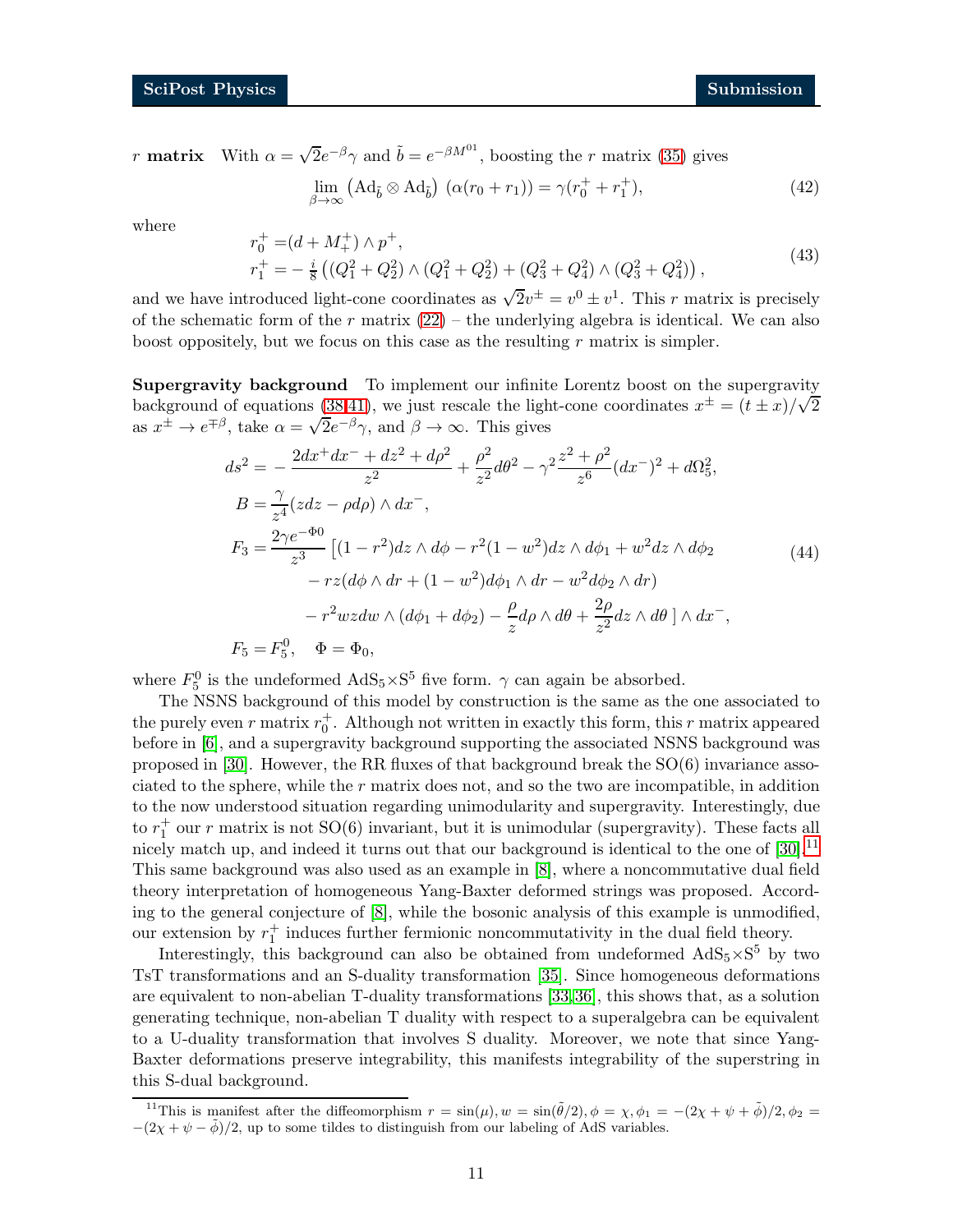**$r$ matrix** With $\alpha = \sqrt{2}e^{-\beta}\gamma$ and $\tilde{b} = e^{-\beta M^{01}}$, boosting the $r$ matrix (35) gives

$$\lim_{\beta\to\infty} \left(\mathrm{Ad}_{\tilde{b}} \otimes \mathrm{Ad}_{\tilde{b}}\right) \left(\alpha(r_0 + r_1)\right) = \gamma(r_0^+ + r_1^+), \tag{42}$$

where

$$\begin{aligned} r_0^+ =& (d + M_+^+) \wedge p^+, \\ r_1^+ =& -\tfrac{i}{8}\left((Q_1^2 + Q_2^2) \wedge (Q_1^2 + Q_2^2) + (Q_3^2 + Q_4^2) \wedge (Q_3^2 + Q_4^2)\right), \end{aligned} \tag{43}$$

and we have introduced light-cone coordinates as $\sqrt{2}v^\pm = v^0 \pm v^1$. This $r$ matrix is precisely of the schematic form of the $r$ matrix (22) – the underlying algebra is identical. We can also boost oppositely, but we focus on this case as the resulting $r$ matrix is simpler.

**Supergravity background** To implement our infinite Lorentz boost on the supergravity background of equations (38-41), we just rescale the light-cone coordinates $x^\pm = (t \pm x)/\sqrt{2}$ as $x^\pm \to e^{\mp\beta}$, take $\alpha = \sqrt{2}e^{-\beta}\gamma$, and $\beta \to \infty$. This gives

$$\begin{aligned} ds^2 &= -\frac{2dx^+dx^- + dz^2 + d\rho^2}{z^2} + \frac{\rho^2}{z^2}d\theta^2 - \gamma^2\frac{z^2+\rho^2}{z^6}(dx^-)^2 + d\Omega_5^2, \\ B &= \frac{\gamma}{z^4}(zdz - \rho d\rho) \wedge dx^-, \\ F_3 &= \frac{2\gamma e^{-\Phi 0}}{z^3}\left[(1-r^2)dz \wedge d\phi - r^2(1-w^2)dz\wedge d\phi_1 + w^2 dz \wedge d\phi_2 \right. \\ &\qquad - rz(d\phi \wedge dr + (1-w^2)d\phi_1 \wedge dr - w^2 d\phi_2 \wedge dr) \\ &\qquad \left. - r^2 wz dw \wedge (d\phi_1 + d\phi_2) - \frac{\rho}{z}d\rho \wedge d\theta + \frac{2\rho}{z^2}dz \wedge d\theta \,\right] \wedge dx^-, \\ F_5 &= F_5^0, \quad \Phi = \Phi_0, \end{aligned} \tag{44}$$

where $F_5^0$ is the undeformed $\mathrm{AdS}_5\times\mathrm{S}^5$ five form. $\gamma$ can again be absorbed.

The NSNS background of this model by construction is the same as the one associated to the purely even $r$ matrix $r_0^+$. Although not written in exactly this form, this $r$ matrix appeared before in [6], and a supergravity background supporting the associated NSNS background was proposed in [30]. However, the RR fluxes of that background break the SO(6) invariance associated to the sphere, while the $r$ matrix does not, and so the two are incompatible, in addition to the now understood situation regarding unimodularity and supergravity. Interestingly, due to $r_1^+$ our $r$ matrix is not SO(6) invariant, but it is unimodular (supergravity). These facts all nicely match up, and indeed it turns out that our background is identical to the one of [30].[11] This same background was also used as an example in [8], where a noncommutative dual field theory interpretation of homogeneous Yang-Baxter deformed strings was proposed. According to the general conjecture of [8], while the bosonic analysis of this example is unmodified, our extension by $r_1^+$ induces further fermionic noncommutativity in the dual field theory.

Interestingly, this background can also be obtained from undeformed $\mathrm{AdS}_5\times\mathrm{S}^5$ by two TsT transformations and an S-duality transformation [35]. Since homogeneous deformations are equivalent to non-abelian T-duality transformations [33,36], this shows that, as a solution generating technique, non-abelian T duality with respect to a superalgebra can be equivalent to a U-duality transformation that involves S duality. Moreover, we note that since Yang-Baxter deformations preserve integrability, this manifests integrability of the superstring in this S-dual background.

[11] This is manifest after the diffeomorphism $r = \sin(\mu), w = \sin(\tilde{\theta}/2), \phi = \chi, \phi_1 = -(2\chi + \psi + \tilde{\phi})/2, \phi_2 = -(2\chi + \psi - \tilde{\phi})/2$, up to some tildes to distinguish from our labeling of AdS variables.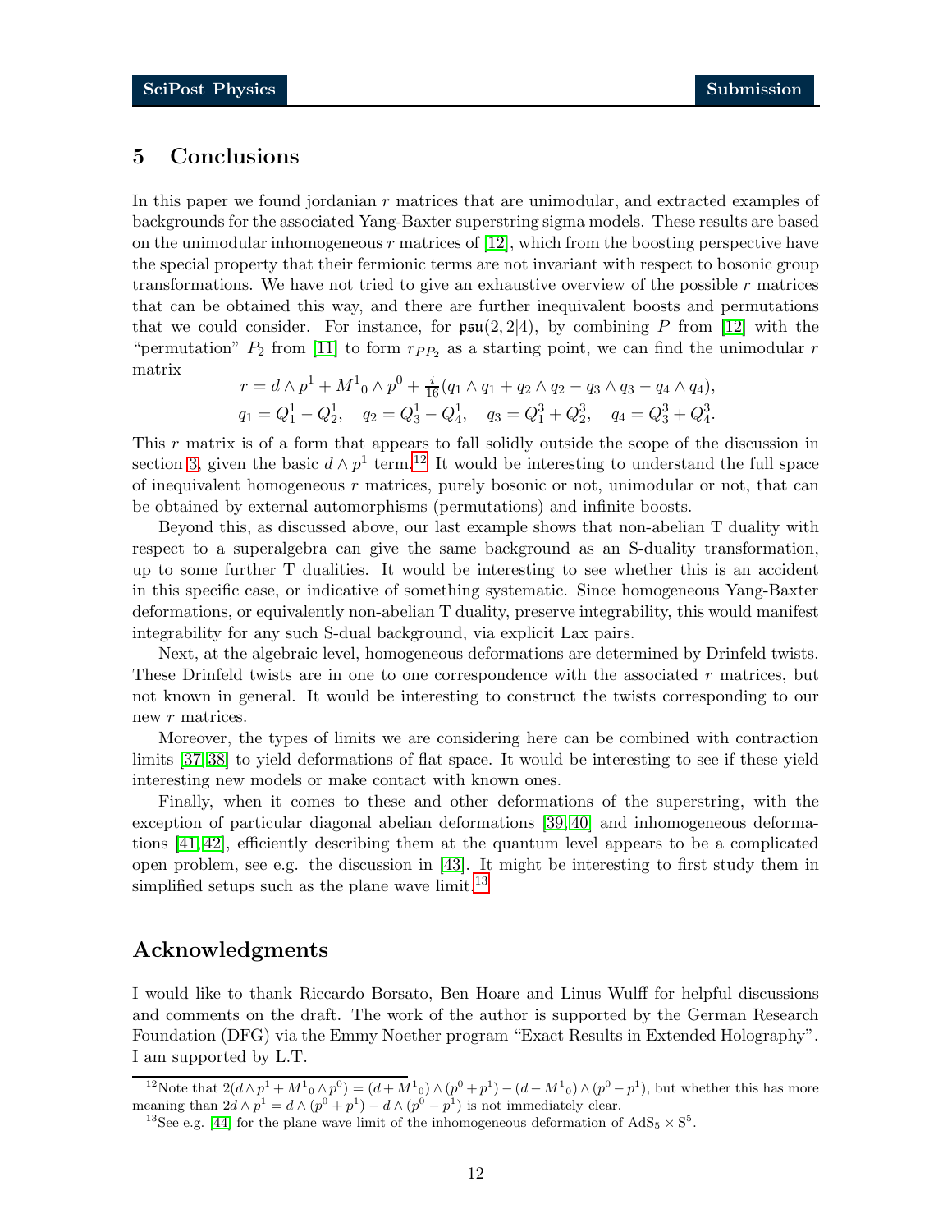## 5 Conclusions

In this paper we found jordanian $r$ matrices that are unimodular, and extracted examples of backgrounds for the associated Yang-Baxter superstring sigma models. These results are based on the unimodular inhomogeneous $r$ matrices of [12], which from the boosting perspective have the special property that their fermionic terms are not invariant with respect to bosonic group transformations. We have not tried to give an exhaustive overview of the possible $r$ matrices that can be obtained this way, and there are further inequivalent boosts and permutations that we could consider. For instance, for $\mathfrak{psu}(2,2|4)$, by combining $P$ from [12] with the "permutation" $P_2$ from [11] to form $r_{PP_2}$ as a starting point, we can find the unimodular $r$ matrix

$$
\begin{aligned}
r &= d \wedge p^1 + {M^1}_0 \wedge p^0 + \tfrac{i}{16}(q_1 \wedge q_1 + q_2 \wedge q_2 - q_3 \wedge q_3 - q_4 \wedge q_4), \\
q_1 &= Q^1_1 - Q^1_2, \quad q_2 = Q^1_3 - Q^1_4, \quad q_3 = Q^3_1 + Q^3_2, \quad q_4 = Q^3_3 + Q^3_4.
\end{aligned}
$$

This $r$ matrix is of a form that appears to fall solidly outside the scope of the discussion in section 3, given the basic $d \wedge p^1$ term.[12] It would be interesting to understand the full space of inequivalent homogeneous $r$ matrices, purely bosonic or not, unimodular or not, that can be obtained by external automorphisms (permutations) and infinite boosts.

Beyond this, as discussed above, our last example shows that non-abelian T duality with respect to a superalgebra can give the same background as an S-duality transformation, up to some further T dualities. It would be interesting to see whether this is an accident in this specific case, or indicative of something systematic. Since homogeneous Yang-Baxter deformations, or equivalently non-abelian T duality, preserve integrability, this would manifest integrability for any such S-dual background, via explicit Lax pairs.

Next, at the algebraic level, homogeneous deformations are determined by Drinfeld twists. These Drinfeld twists are in one to one correspondence with the associated $r$ matrices, but not known in general. It would be interesting to construct the twists corresponding to our new $r$ matrices.

Moreover, the types of limits we are considering here can be combined with contraction limits [37,38] to yield deformations of flat space. It would be interesting to see if these yield interesting new models or make contact with known ones.

Finally, when it comes to these and other deformations of the superstring, with the exception of particular diagonal abelian deformations [39,40] and inhomogeneous deformations [41,42], efficiently describing them at the quantum level appears to be a complicated open problem, see e.g. the discussion in [43]. It might be interesting to first study them in simplified setups such as the plane wave limit.[13]

## Acknowledgments

I would like to thank Riccardo Borsato, Ben Hoare and Linus Wulff for helpful discussions and comments on the draft. The work of the author is supported by the German Research Foundation (DFG) via the Emmy Noether program "Exact Results in Extended Holography". I am supported by L.T.

[12] Note that $2(d \wedge p^1 + {M^1}_0 \wedge p^0) = (d + {M^1}_0) \wedge (p^0 + p^1) - (d - {M^1}_0) \wedge (p^0 - p^1)$, but whether this has more meaning than $2d \wedge p^1 = d \wedge (p^0 + p^1) - d \wedge (p^0 - p^1)$ is not immediately clear.

[13] See e.g. [44] for the plane wave limit of the inhomogeneous deformation of $\mathrm{AdS}_5 \times \mathrm{S}^5$.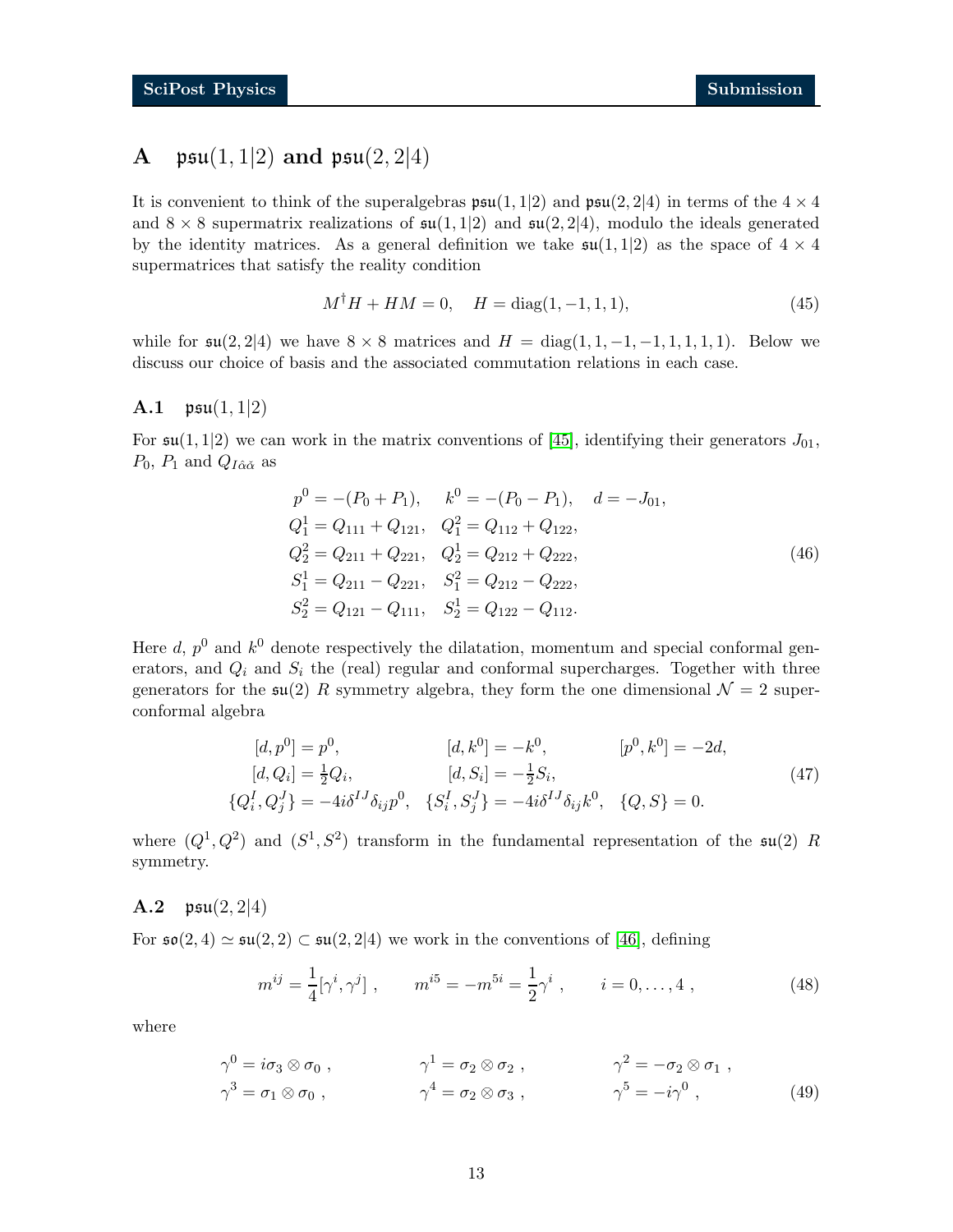## A $\mathfrak{psu}(1,1|2)$ and $\mathfrak{psu}(2,2|4)$

It is convenient to think of the superalgebras $\mathfrak{psu}(1,1|2)$ and $\mathfrak{psu}(2,2|4)$ in terms of the $4\times 4$ and $8\times 8$ supermatrix realizations of $\mathfrak{su}(1,1|2)$ and $\mathfrak{su}(2,2|4)$, modulo the ideals generated by the identity matrices. As a general definition we take $\mathfrak{su}(1,1|2)$ as the space of $4\times 4$ supermatrices that satisfy the reality condition

$$M^\dagger H + HM = 0, \quad H = \mathrm{diag}(1,-1,1,1), \tag{45}$$

while for $\mathfrak{su}(2,2|4)$ we have $8\times 8$ matrices and $H = \mathrm{diag}(1,1,-1,-1,1,1,1,1)$. Below we discuss our choice of basis and the associated commutation relations in each case.

### A.1 $\mathfrak{psu}(1,1|2)$

For $\mathfrak{su}(1,1|2)$ we can work in the matrix conventions of [45], identifying their generators $J_{01}$, $P_0$, $P_1$ and $Q_{I\hat{\alpha}\tilde{\alpha}}$ as

$$\begin{aligned}
p^0 &= -(P_0+P_1), \quad k^0 = -(P_0-P_1), \quad d = -J_{01},\\
Q_1^1 &= Q_{111}+Q_{121}, \quad Q_1^2 = Q_{112}+Q_{122},\\
Q_2^2 &= Q_{211}+Q_{221}, \quad Q_2^1 = Q_{212}+Q_{222},\\
S_1^1 &= Q_{211}-Q_{221}, \quad S_1^2 = Q_{212}-Q_{222},\\
S_2^2 &= Q_{121}-Q_{111}, \quad S_2^1 = Q_{122}-Q_{112}.
\end{aligned} \tag{46}$$

Here $d$, $p^0$ and $k^0$ denote respectively the dilatation, momentum and special conformal generators, and $Q_i$ and $S_i$ the (real) regular and conformal supercharges. Together with three generators for the $\mathfrak{su}(2)$ $R$ symmetry algebra, they form the one dimensional $\mathcal{N}=2$ superconformal algebra

$$\begin{aligned}
&[d,p^0] = p^0, && [d,k^0] = -k^0, && [p^0,k^0] = -2d,\\
&[d,Q_i] = \tfrac{1}{2}Q_i, && [d,S_i] = -\tfrac{1}{2}S_i, &&\\
&\{Q_i^I,Q_j^J\} = -4i\delta^{IJ}\delta_{ij}p^0, && \{S_i^I,S_j^J\} = -4i\delta^{IJ}\delta_{ij}k^0, && \{Q,S\} = 0.
\end{aligned} \tag{47}$$

where $(Q^1,Q^2)$ and $(S^1,S^2)$ transform in the fundamental representation of the $\mathfrak{su}(2)$ $R$ symmetry.

### A.2 $\mathfrak{psu}(2,2|4)$

For $\mathfrak{so}(2,4)\simeq\mathfrak{su}(2,2)\subset\mathfrak{su}(2,2|4)$ we work in the conventions of [46], defining

$$m^{ij} = \frac{1}{4}[\gamma^i,\gamma^j]\,, \qquad m^{i5} = -m^{5i} = \frac{1}{2}\gamma^i\,, \qquad i = 0,\ldots,4\,, \tag{48}$$

where

$$\begin{aligned}
\gamma^0 &= i\sigma_3\otimes\sigma_0\,, & \gamma^1 &= \sigma_2\otimes\sigma_2\,, & \gamma^2 &= -\sigma_2\otimes\sigma_1\,,\\
\gamma^3 &= \sigma_1\otimes\sigma_0\,, & \gamma^4 &= \sigma_2\otimes\sigma_3\,, & \gamma^5 &= -i\gamma^0\,,
\end{aligned} \tag{49}$$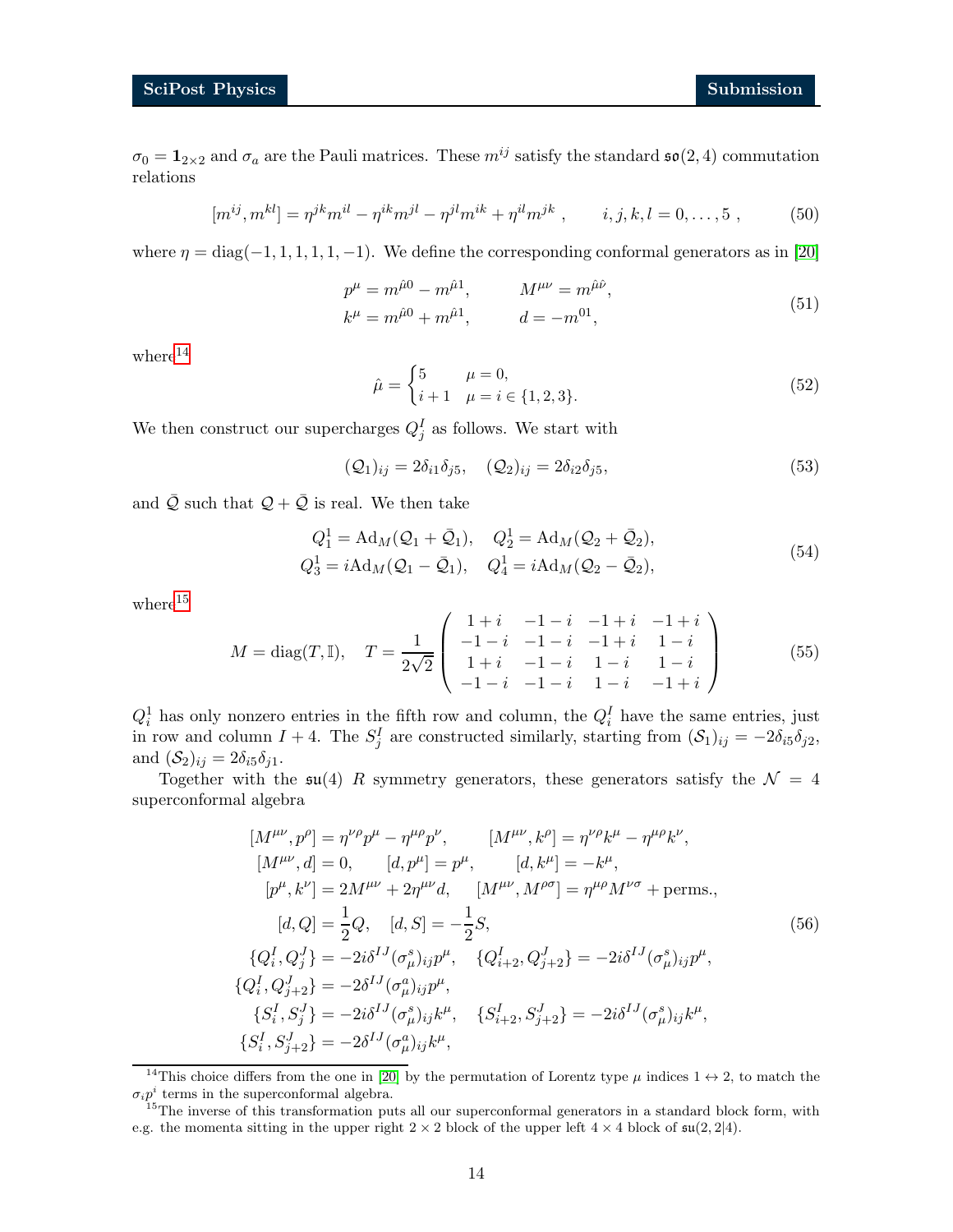$\sigma_0 = \mathbf{1}_{2\times 2}$ and $\sigma_a$ are the Pauli matrices. These $m^{ij}$ satisfy the standard $\mathfrak{so}(2,4)$ commutation relations

$$[m^{ij}, m^{kl}] = \eta^{jk} m^{il} - \eta^{ik} m^{jl} - \eta^{jl} m^{ik} + \eta^{il} m^{jk}\ , \qquad i,j,k,l = 0,\ldots,5\ , \tag{50}$$

where $\eta = \mathrm{diag}(-1,1,1,1,1,-1)$. We define the corresponding conformal generators as in [20]

$$\begin{aligned} p^\mu &= m^{\hat\mu 0} - m^{\hat\mu 1}, \qquad & M^{\mu\nu} &= m^{\hat\mu\hat\nu}, \\ k^\mu &= m^{\hat\mu 0} + m^{\hat\mu 1}, \qquad & d &= -m^{01}, \end{aligned} \tag{51}$$

where[14]

$$\hat\mu = \begin{cases} 5 & \mu = 0, \\ i+1 & \mu = i \in \{1,2,3\}. \end{cases} \tag{52}$$

We then construct our supercharges $Q^I_j$ as follows. We start with

$$(\mathcal{Q}_1)_{ij} = 2\delta_{i1}\delta_{j5}, \quad (\mathcal{Q}_2)_{ij} = 2\delta_{i2}\delta_{j5}, \tag{53}$$

and $\bar{\mathcal{Q}}$ such that $\mathcal{Q} + \bar{\mathcal{Q}}$ is real. We then take

$$\begin{aligned} Q^1_1 &= \mathrm{Ad}_M(\mathcal{Q}_1 + \bar{\mathcal{Q}}_1), \quad & Q^1_2 &= \mathrm{Ad}_M(\mathcal{Q}_2 + \bar{\mathcal{Q}}_2), \\ Q^1_3 &= i\mathrm{Ad}_M(\mathcal{Q}_1 - \bar{\mathcal{Q}}_1), \quad & Q^1_4 &= i\mathrm{Ad}_M(\mathcal{Q}_2 - \bar{\mathcal{Q}}_2), \end{aligned} \tag{54}$$

where[15]

$$M = \mathrm{diag}(T, \mathbb{I}), \quad T = \frac{1}{2\sqrt{2}} \begin{pmatrix} 1+i & -1-i & -1+i & -1+i \\ -1-i & -1-i & -1+i & 1-i \\ 1+i & -1-i & 1-i & 1-i \\ -1-i & -1-i & 1-i & -1+i \end{pmatrix} \tag{55}$$

$Q^1_i$ has only nonzero entries in the fifth row and column, the $Q^I_i$ have the same entries, just in row and column $I+4$. The $S^I_j$ are constructed similarly, starting from $(\mathcal{S}_1)_{ij} = -2\delta_{i5}\delta_{j2}$, and $(\mathcal{S}_2)_{ij} = 2\delta_{i5}\delta_{j1}$.

Together with the $\mathfrak{su}(4)$ $R$ symmetry generators, these generators satisfy the $\mathcal{N}=4$ superconformal algebra

$$\begin{aligned} &[M^{\mu\nu}, p^\rho] = \eta^{\nu\rho} p^\mu - \eta^{\mu\rho} p^\nu, \qquad [M^{\mu\nu}, k^\rho] = \eta^{\nu\rho} k^\mu - \eta^{\mu\rho} k^\nu, \\ &[M^{\mu\nu}, d] = 0, \qquad [d, p^\mu] = p^\mu, \qquad [d, k^\mu] = -k^\mu, \\ &[p^\mu, k^\nu] = 2M^{\mu\nu} + 2\eta^{\mu\nu} d, \qquad [M^{\mu\nu}, M^{\rho\sigma}] = \eta^{\mu\rho} M^{\nu\sigma} + \text{perms.}, \\ &[d, Q] = \frac{1}{2} Q, \quad [d, S] = -\frac{1}{2} S, \\ &\{Q^I_i, Q^J_j\} = -2i\delta^{IJ} (\sigma^s_\mu)_{ij} p^\mu, \quad \{Q^I_{i+2}, Q^J_{j+2}\} = -2i\delta^{IJ} (\sigma^s_\mu)_{ij} p^\mu, \\ &\{Q^I_i, Q^J_{j+2}\} = -2\delta^{IJ} (\sigma^a_\mu)_{ij} p^\mu, \\ &\{S^I_i, S^J_j\} = -2i\delta^{IJ} (\sigma^s_\mu)_{ij} k^\mu, \quad \{S^I_{i+2}, S^J_{j+2}\} = -2i\delta^{IJ} (\sigma^s_\mu)_{ij} k^\mu, \\ &\{S^I_i, S^J_{j+2}\} = -2\delta^{IJ} (\sigma^a_\mu)_{ij} k^\mu, \end{aligned} \tag{56}$$

---

[14] This choice differs from the one in [20] by the permutation of Lorentz type $\mu$ indices $1 \leftrightarrow 2$, to match the $\sigma_i p^i$ terms in the superconformal algebra.

[15] The inverse of this transformation puts all our superconformal generators in a standard block form, with e.g. the momenta sitting in the upper right $2\times 2$ block of the upper left $4\times 4$ block of $\mathfrak{su}(2,2|4)$.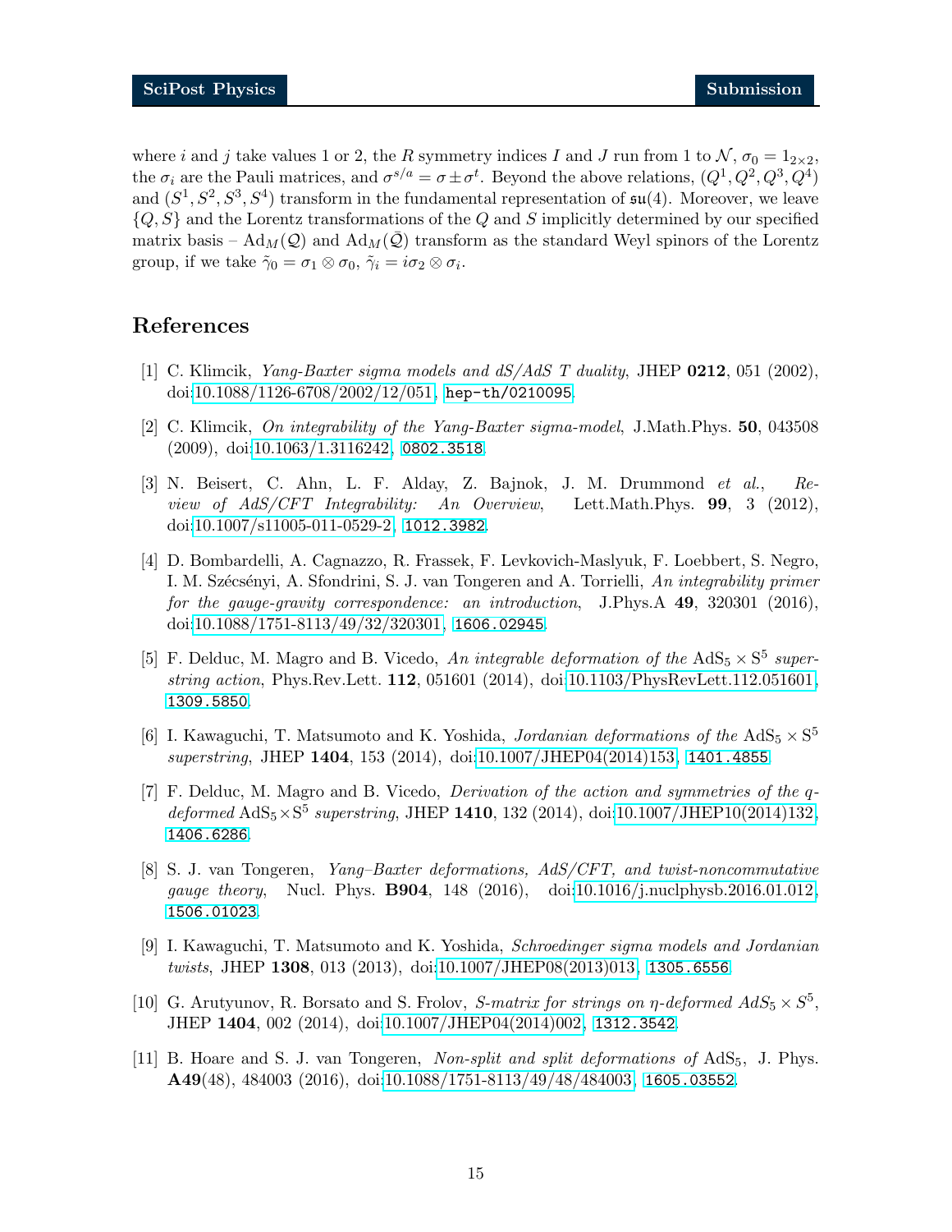where $i$ and $j$ take values 1 or 2, the $R$ symmetry indices $I$ and $J$ run from 1 to $\mathcal{N}$, $\sigma_0 = 1_{2\times 2}$, the $\sigma_i$ are the Pauli matrices, and $\sigma^{s/a} = \sigma \pm \sigma^t$. Beyond the above relations, $(Q^1, Q^2, Q^3, Q^4)$ and $(S^1, S^2, S^3, S^4)$ transform in the fundamental representation of $\mathfrak{su}(4)$. Moreover, we leave $\{Q, S\}$ and the Lorentz transformations of the $Q$ and $S$ implicitly determined by our specified matrix basis – $\mathrm{Ad}_M(\mathcal{Q})$ and $\mathrm{Ad}_M(\bar{\mathcal{Q}})$ transform as the standard Weyl spinors of the Lorentz group, if we take $\tilde{\gamma}_0 = \sigma_1 \otimes \sigma_0$, $\tilde{\gamma}_i = i\sigma_2 \otimes \sigma_i$.

## References

[1] C. Klimcik, *Yang-Baxter sigma models and dS/AdS T duality*, JHEP **0212**, 051 (2002), doi:10.1088/1126-6708/2002/12/051, hep-th/0210095.

[2] C. Klimcik, *On integrability of the Yang-Baxter sigma-model*, J.Math.Phys. **50**, 043508 (2009), doi:10.1063/1.3116242, 0802.3518.

[3] N. Beisert, C. Ahn, L. F. Alday, Z. Bajnok, J. M. Drummond *et al.*, *Review of AdS/CFT Integrability: An Overview*, Lett.Math.Phys. **99**, 3 (2012), doi:10.1007/s11005-011-0529-2, 1012.3982.

[4] D. Bombardelli, A. Cagnazzo, R. Frassek, F. Levkovich-Maslyuk, F. Loebbert, S. Negro, I. M. Szécsényi, A. Sfondrini, S. J. van Tongeren and A. Torrielli, *An integrability primer for the gauge-gravity correspondence: an introduction*, J.Phys.A **49**, 320301 (2016), doi:10.1088/1751-8113/49/32/320301, 1606.02945.

[5] F. Delduc, M. Magro and B. Vicedo, *An integrable deformation of the* $\mathrm{AdS}_5 \times \mathrm{S}^5$ *superstring action*, Phys.Rev.Lett. **112**, 051601 (2014), doi:10.1103/PhysRevLett.112.051601, 1309.5850.

[6] I. Kawaguchi, T. Matsumoto and K. Yoshida, *Jordanian deformations of the* $\mathrm{AdS}_5 \times \mathrm{S}^5$ *superstring*, JHEP **1404**, 153 (2014), doi:10.1007/JHEP04(2014)153, 1401.4855.

[7] F. Delduc, M. Magro and B. Vicedo, *Derivation of the action and symmetries of the q-deformed* $\mathrm{AdS}_5 \times \mathrm{S}^5$ *superstring*, JHEP **1410**, 132 (2014), doi:10.1007/JHEP10(2014)132, 1406.6286.

[8] S. J. van Tongeren, *Yang–Baxter deformations, AdS/CFT, and twist-noncommutative gauge theory*, Nucl. Phys. **B904**, 148 (2016), doi:10.1016/j.nuclphysb.2016.01.012, 1506.01023.

[9] I. Kawaguchi, T. Matsumoto and K. Yoshida, *Schroedinger sigma models and Jordanian twists*, JHEP **1308**, 013 (2013), doi:10.1007/JHEP08(2013)013, 1305.6556.

[10] G. Arutyunov, R. Borsato and S. Frolov, *S-matrix for strings on η-deformed* $AdS_5 \times S^5$, JHEP **1404**, 002 (2014), doi:10.1007/JHEP04(2014)002, 1312.3542.

[11] B. Hoare and S. J. van Tongeren, *Non-split and split deformations of* $\mathrm{AdS}_5$, J. Phys. **A49**(48), 484003 (2016), doi:10.1088/1751-8113/49/48/484003, 1605.03552.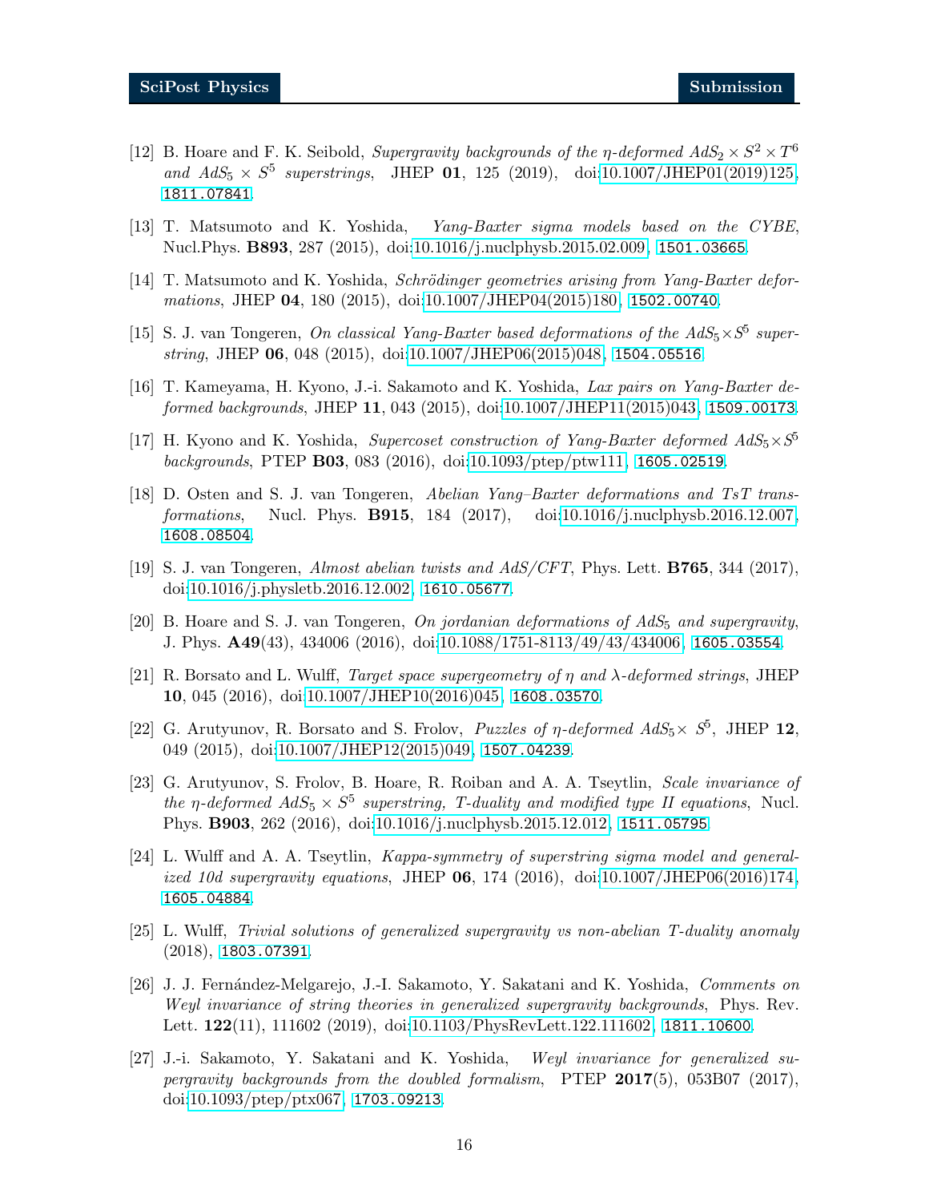[12] B. Hoare and F. K. Seibold, *Supergravity backgrounds of the η-deformed $AdS_2 \times S^2 \times T^6$ and $AdS_5 \times S^5$ superstrings*, JHEP **01**, 125 (2019), doi:10.1007/JHEP01(2019)125, 1811.07841.

[13] T. Matsumoto and K. Yoshida, *Yang-Baxter sigma models based on the CYBE*, Nucl.Phys. **B893**, 287 (2015), doi:10.1016/j.nuclphysb.2015.02.009, 1501.03665.

[14] T. Matsumoto and K. Yoshida, *Schrödinger geometries arising from Yang-Baxter deformations*, JHEP **04**, 180 (2015), doi:10.1007/JHEP04(2015)180, 1502.00740.

[15] S. J. van Tongeren, *On classical Yang-Baxter based deformations of the $AdS_5 \times S^5$ superstring*, JHEP **06**, 048 (2015), doi:10.1007/JHEP06(2015)048, 1504.05516.

[16] T. Kameyama, H. Kyono, J.-i. Sakamoto and K. Yoshida, *Lax pairs on Yang-Baxter deformed backgrounds*, JHEP **11**, 043 (2015), doi:10.1007/JHEP11(2015)043, 1509.00173.

[17] H. Kyono and K. Yoshida, *Supercoset construction of Yang-Baxter deformed $AdS_5 \times S^5$ backgrounds*, PTEP **B03**, 083 (2016), doi:10.1093/ptep/ptw111, 1605.02519.

[18] D. Osten and S. J. van Tongeren, *Abelian Yang–Baxter deformations and TsT transformations*, Nucl. Phys. **B915**, 184 (2017), doi:10.1016/j.nuclphysb.2016.12.007, 1608.08504.

[19] S. J. van Tongeren, *Almost abelian twists and AdS/CFT*, Phys. Lett. **B765**, 344 (2017), doi:10.1016/j.physletb.2016.12.002, 1610.05677.

[20] B. Hoare and S. J. van Tongeren, *On jordanian deformations of $AdS_5$ and supergravity*, J. Phys. **A49**(43), 434006 (2016), doi:10.1088/1751-8113/49/43/434006, 1605.03554.

[21] R. Borsato and L. Wulff, *Target space supergeometry of η and λ-deformed strings*, JHEP **10**, 045 (2016), doi:10.1007/JHEP10(2016)045, 1608.03570.

[22] G. Arutyunov, R. Borsato and S. Frolov, *Puzzles of η-deformed $AdS_5 \times S^5$*, JHEP **12**, 049 (2015), doi:10.1007/JHEP12(2015)049, 1507.04239.

[23] G. Arutyunov, S. Frolov, B. Hoare, R. Roiban and A. A. Tseytlin, *Scale invariance of the η-deformed $AdS_5 \times S^5$ superstring, T-duality and modified type II equations*, Nucl. Phys. **B903**, 262 (2016), doi:10.1016/j.nuclphysb.2015.12.012, 1511.05795.

[24] L. Wulff and A. A. Tseytlin, *Kappa-symmetry of superstring sigma model and generalized 10d supergravity equations*, JHEP **06**, 174 (2016), doi:10.1007/JHEP06(2016)174, 1605.04884.

[25] L. Wulff, *Trivial solutions of generalized supergravity vs non-abelian T-duality anomaly* (2018), 1803.07391.

[26] J. J. Fernández-Melgarejo, J.-I. Sakamoto, Y. Sakatani and K. Yoshida, *Comments on Weyl invariance of string theories in generalized supergravity backgrounds*, Phys. Rev. Lett. **122**(11), 111602 (2019), doi:10.1103/PhysRevLett.122.111602, 1811.10600.

[27] J.-i. Sakamoto, Y. Sakatani and K. Yoshida, *Weyl invariance for generalized supergravity backgrounds from the doubled formalism*, PTEP **2017**(5), 053B07 (2017), doi:10.1093/ptep/ptx067, 1703.09213.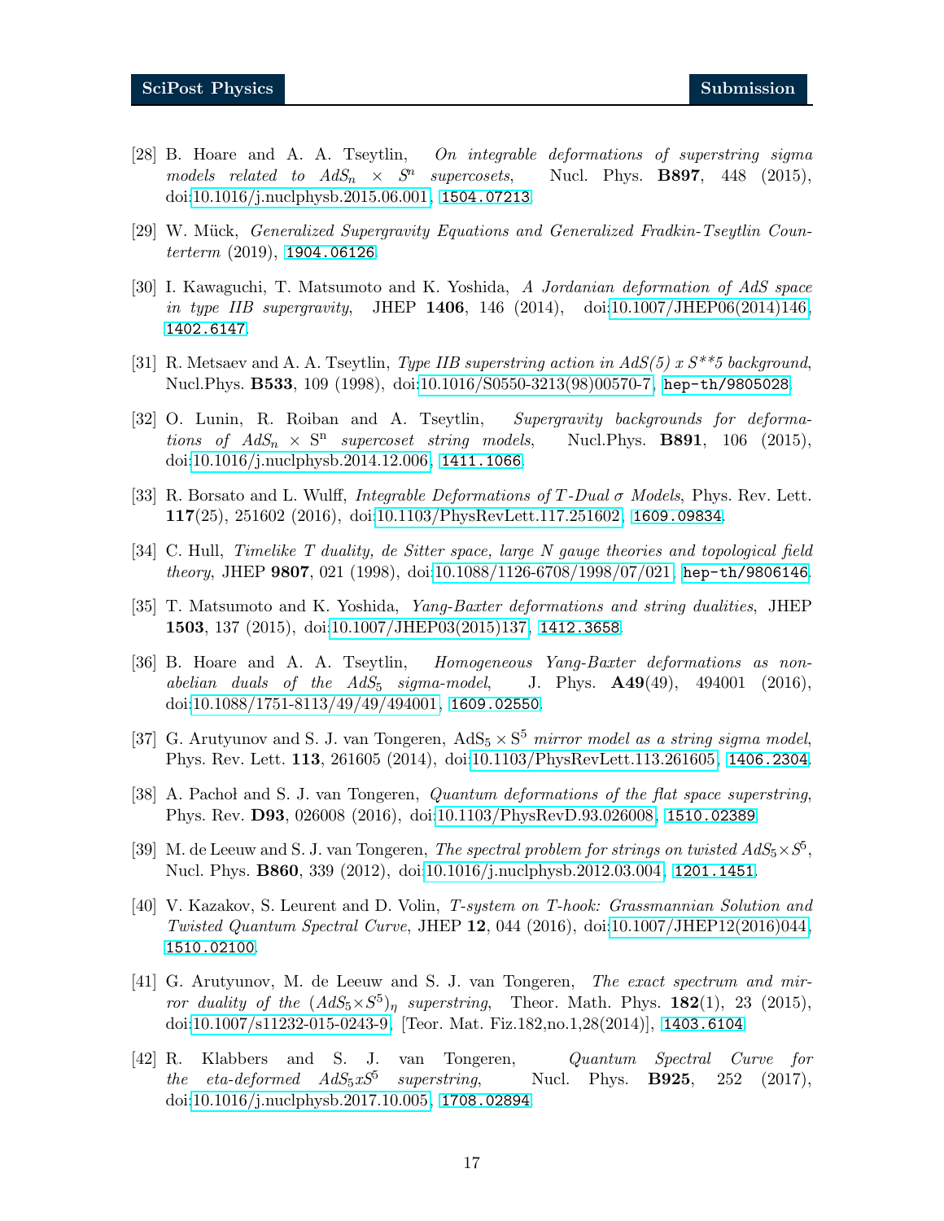[28] B. Hoare and A. A. Tseytlin, *On integrable deformations of superstring sigma models related to $AdS_n \times S^n$ supercosets*, Nucl. Phys. **B897**, 448 (2015), doi:10.1016/j.nuclphysb.2015.06.001, 1504.07213.

[29] W. Mück, *Generalized Supergravity Equations and Generalized Fradkin-Tseytlin Counterterm* (2019), 1904.06126.

[30] I. Kawaguchi, T. Matsumoto and K. Yoshida, *A Jordanian deformation of AdS space in type IIB supergravity*, JHEP **1406**, 146 (2014), doi:10.1007/JHEP06(2014)146, 1402.6147.

[31] R. Metsaev and A. A. Tseytlin, *Type IIB superstring action in AdS(5) x S**5 background*, Nucl.Phys. **B533**, 109 (1998), doi:10.1016/S0550-3213(98)00570-7, hep-th/9805028.

[32] O. Lunin, R. Roiban and A. Tseytlin, *Supergravity backgrounds for deformations of $AdS_n \times \mathrm{S}^n$ supercoset string models*, Nucl.Phys. **B891**, 106 (2015), doi:10.1016/j.nuclphysb.2014.12.006, 1411.1066.

[33] R. Borsato and L. Wulff, *Integrable Deformations of T-Dual σ Models*, Phys. Rev. Lett. **117**(25), 251602 (2016), doi:10.1103/PhysRevLett.117.251602, 1609.09834.

[34] C. Hull, *Timelike T duality, de Sitter space, large N gauge theories and topological field theory*, JHEP **9807**, 021 (1998), doi:10.1088/1126-6708/1998/07/021, hep-th/9806146.

[35] T. Matsumoto and K. Yoshida, *Yang-Baxter deformations and string dualities*, JHEP **1503**, 137 (2015), doi:10.1007/JHEP03(2015)137, 1412.3658.

[36] B. Hoare and A. A. Tseytlin, *Homogeneous Yang-Baxter deformations as non-abelian duals of the $AdS_5$ sigma-model*, J. Phys. **A49**(49), 494001 (2016), doi:10.1088/1751-8113/49/49/494001, 1609.02550.

[37] G. Arutyunov and S. J. van Tongeren, $\mathrm{AdS}_5 \times \mathrm{S}^5$ *mirror model as a string sigma model*, Phys. Rev. Lett. **113**, 261605 (2014), doi:10.1103/PhysRevLett.113.261605, 1406.2304.

[38] A. Pachoł and S. J. van Tongeren, *Quantum deformations of the flat space superstring*, Phys. Rev. **D93**, 026008 (2016), doi:10.1103/PhysRevD.93.026008, 1510.02389.

[39] M. de Leeuw and S. J. van Tongeren, *The spectral problem for strings on twisted $AdS_5 \times S^5$*, Nucl. Phys. **B860**, 339 (2012), doi:10.1016/j.nuclphysb.2012.03.004, 1201.1451.

[40] V. Kazakov, S. Leurent and D. Volin, *T-system on T-hook: Grassmannian Solution and Twisted Quantum Spectral Curve*, JHEP **12**, 044 (2016), doi:10.1007/JHEP12(2016)044, 1510.02100.

[41] G. Arutyunov, M. de Leeuw and S. J. van Tongeren, *The exact spectrum and mirror duality of the $(AdS_5 \times S^5)_\eta$ superstring*, Theor. Math. Phys. **182**(1), 23 (2015), doi:10.1007/s11232-015-0243-9, [Teor. Mat. Fiz.182,no.1,28(2014)], 1403.6104.

[42] R. Klabbers and S. J. van Tongeren, *Quantum Spectral Curve for the eta-deformed $AdS_5 x S^5$ superstring*, Nucl. Phys. **B925**, 252 (2017), doi:10.1016/j.nuclphysb.2017.10.005, 1708.02894.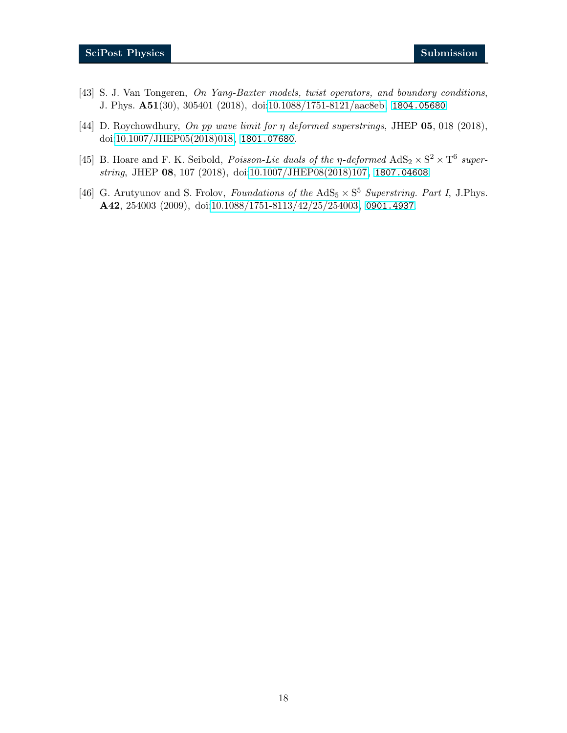[43] S. J. Van Tongeren, *On Yang-Baxter models, twist operators, and boundary conditions*, J. Phys. **A51**(30), 305401 (2018), doi:10.1088/1751-8121/aac8eb, 1804.05680.

[44] D. Roychowdhury, *On pp wave limit for $\eta$ deformed superstrings*, JHEP **05**, 018 (2018), doi:10.1007/JHEP05(2018)018, 1801.07680.

[45] B. Hoare and F. K. Seibold, *Poisson-Lie duals of the $\eta$-deformed* $\mathrm{AdS}_2 \times \mathrm{S}^2 \times \mathrm{T}^6$ *superstring*, JHEP **08**, 107 (2018), doi:10.1007/JHEP08(2018)107, 1807.04608.

[46] G. Arutyunov and S. Frolov, *Foundations of the* $\mathrm{AdS}_5 \times \mathrm{S}^5$ *Superstring. Part I*, J.Phys. **A42**, 254003 (2009), doi:10.1088/1751-8113/42/25/254003, 0901.4937.